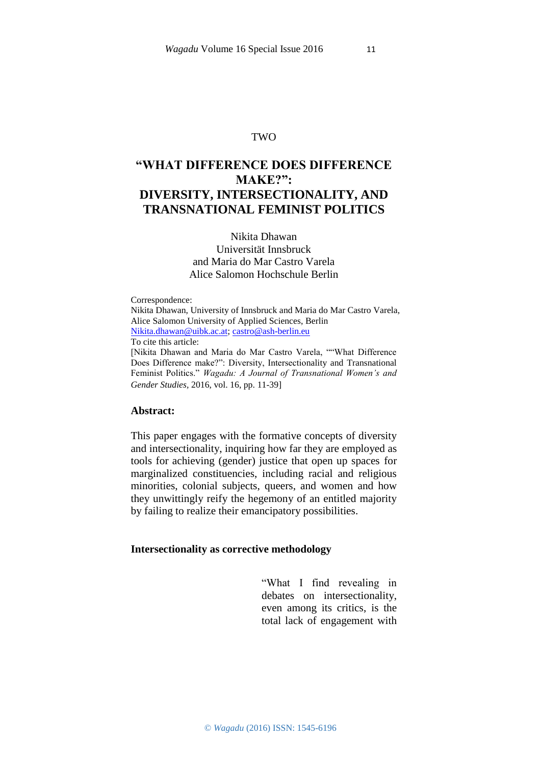TWO

# "WHAT DIFFERENCE DOES DIFFERENCE MAKE?": DIVERSITY, INTERSECTIONALITY, AND TRANSNATIONAL FEMINIST POLITICS

Nikita Dhawan
Universität Innsbruck
and Maria do Mar Castro Varela
Alice Salomon Hochschule Berlin

Correspondence:
Nikita Dhawan, University of Innsbruck and Maria do Mar Castro Varela, Alice Salomon University of Applied Sciences, Berlin
Nikita.dhawan@uibk.ac.at; castro@ash-berlin.eu
To cite this article:
[Nikita Dhawan and Maria do Mar Castro Varela, ""What Difference Does Difference make?": Diversity, Intersectionality and Transnational Feminist Politics." *Wagadu: A Journal of Transnational Women's and Gender Studies*, 2016, vol. 16, pp. 11-39]

## Abstract:

This paper engages with the formative concepts of diversity and intersectionality, inquiring how far they are employed as tools for achieving (gender) justice that open up spaces for marginalized constituencies, including racial and religious minorities, colonial subjects, queers, and women and how they unwittingly reify the hegemony of an entitled majority by failing to realize their emancipatory possibilities.

### Intersectionality as corrective methodology

> "What I find revealing in debates on intersectionality, even among its critics, is the total lack of engagement with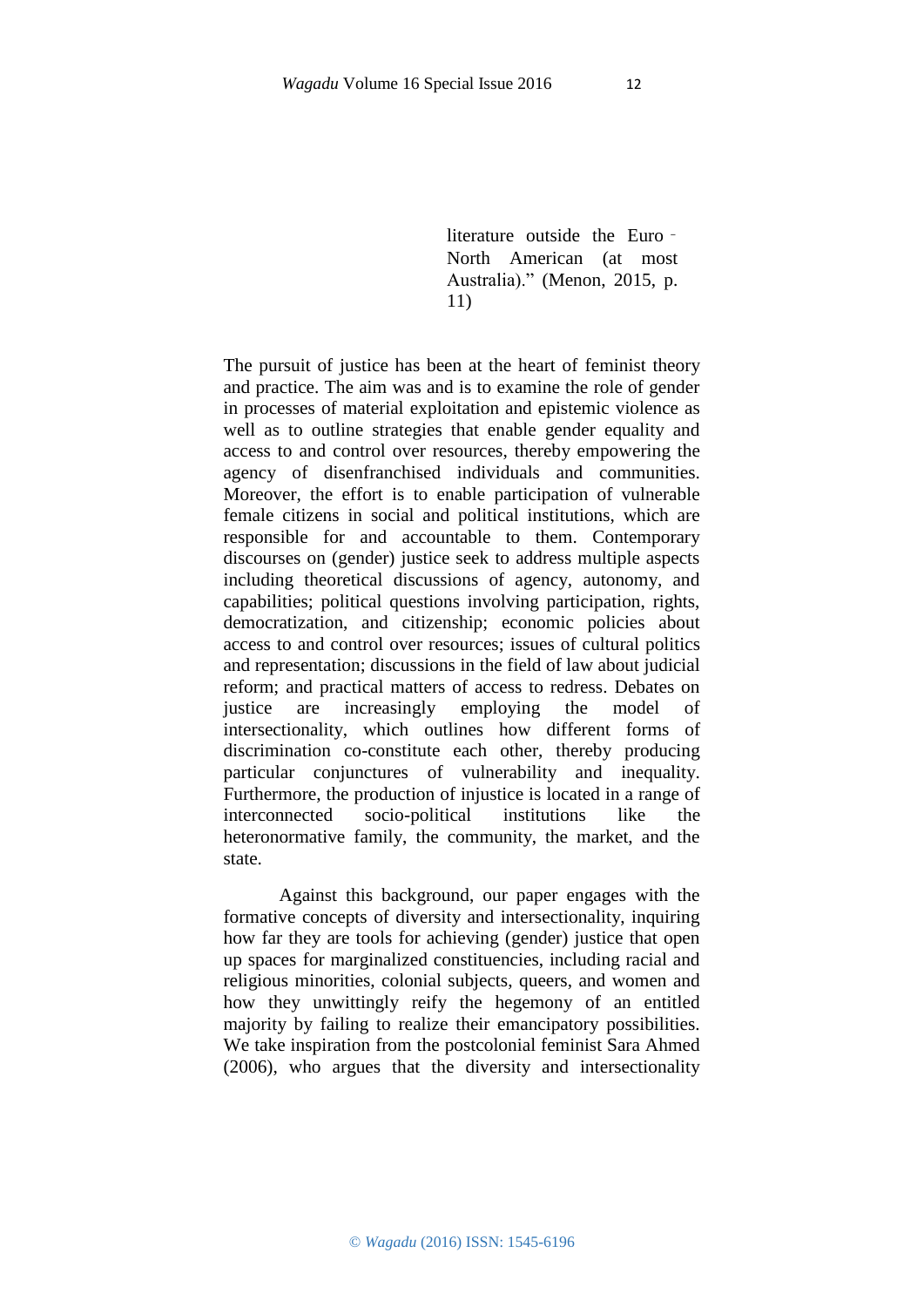> literature outside the Euro‐North American (at most Australia)." (Menon, 2015, p. 11)

The pursuit of justice has been at the heart of feminist theory and practice. The aim was and is to examine the role of gender in processes of material exploitation and epistemic violence as well as to outline strategies that enable gender equality and access to and control over resources, thereby empowering the agency of disenfranchised individuals and communities. Moreover, the effort is to enable participation of vulnerable female citizens in social and political institutions, which are responsible for and accountable to them. Contemporary discourses on (gender) justice seek to address multiple aspects including theoretical discussions of agency, autonomy, and capabilities; political questions involving participation, rights, democratization, and citizenship; economic policies about access to and control over resources; issues of cultural politics and representation; discussions in the field of law about judicial reform; and practical matters of access to redress. Debates on justice are increasingly employing the model of intersectionality, which outlines how different forms of discrimination co-constitute each other, thereby producing particular conjunctures of vulnerability and inequality. Furthermore, the production of injustice is located in a range of interconnected socio-political institutions like the heteronormative family, the community, the market, and the state.

Against this background, our paper engages with the formative concepts of diversity and intersectionality, inquiring how far they are tools for achieving (gender) justice that open up spaces for marginalized constituencies, including racial and religious minorities, colonial subjects, queers, and women and how they unwittingly reify the hegemony of an entitled majority by failing to realize their emancipatory possibilities. We take inspiration from the postcolonial feminist Sara Ahmed (2006), who argues that the diversity and intersectionality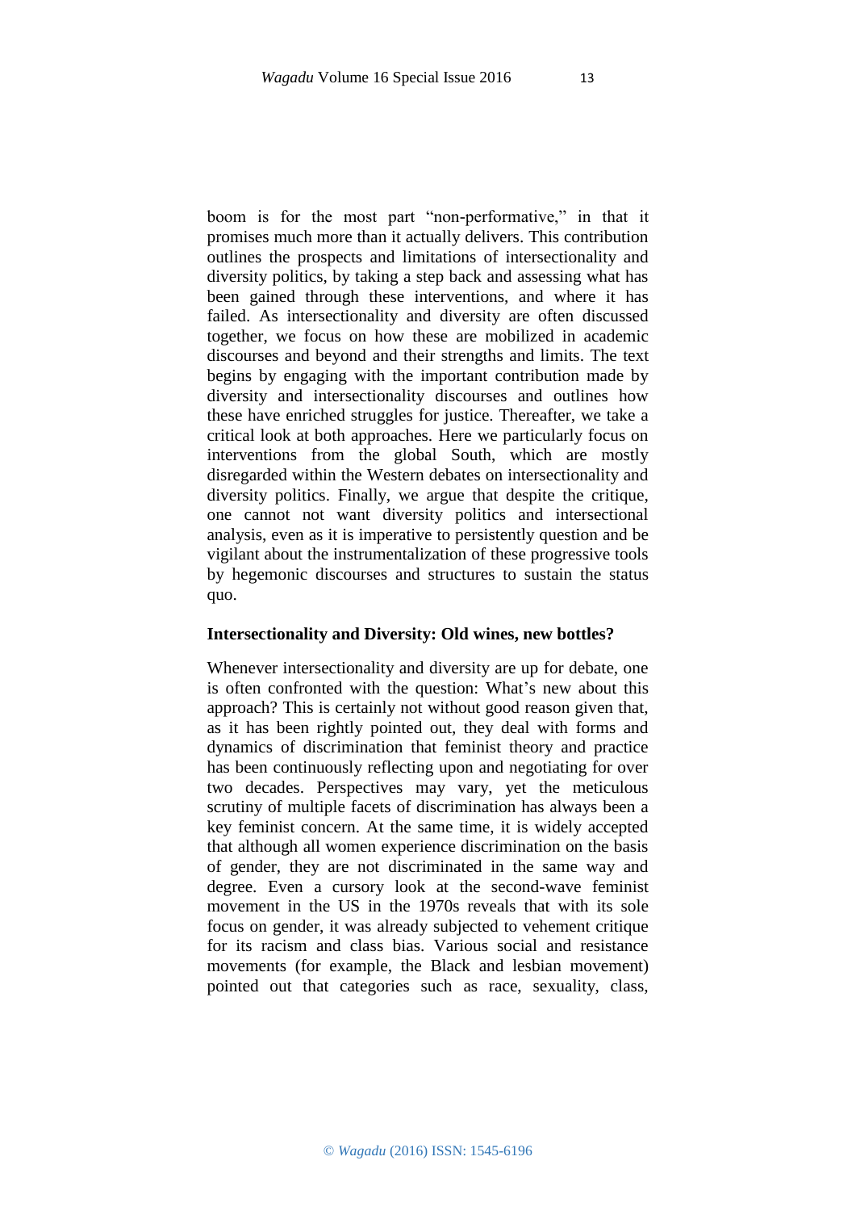boom is for the most part "non-performative," in that it promises much more than it actually delivers. This contribution outlines the prospects and limitations of intersectionality and diversity politics, by taking a step back and assessing what has been gained through these interventions, and where it has failed. As intersectionality and diversity are often discussed together, we focus on how these are mobilized in academic discourses and beyond and their strengths and limits. The text begins by engaging with the important contribution made by diversity and intersectionality discourses and outlines how these have enriched struggles for justice. Thereafter, we take a critical look at both approaches. Here we particularly focus on interventions from the global South, which are mostly disregarded within the Western debates on intersectionality and diversity politics. Finally, we argue that despite the critique, one cannot not want diversity politics and intersectional analysis, even as it is imperative to persistently question and be vigilant about the instrumentalization of these progressive tools by hegemonic discourses and structures to sustain the status quo.

## Intersectionality and Diversity: Old wines, new bottles?

Whenever intersectionality and diversity are up for debate, one is often confronted with the question: What's new about this approach? This is certainly not without good reason given that, as it has been rightly pointed out, they deal with forms and dynamics of discrimination that feminist theory and practice has been continuously reflecting upon and negotiating for over two decades. Perspectives may vary, yet the meticulous scrutiny of multiple facets of discrimination has always been a key feminist concern. At the same time, it is widely accepted that although all women experience discrimination on the basis of gender, they are not discriminated in the same way and degree. Even a cursory look at the second-wave feminist movement in the US in the 1970s reveals that with its sole focus on gender, it was already subjected to vehement critique for its racism and class bias. Various social and resistance movements (for example, the Black and lesbian movement) pointed out that categories such as race, sexuality, class,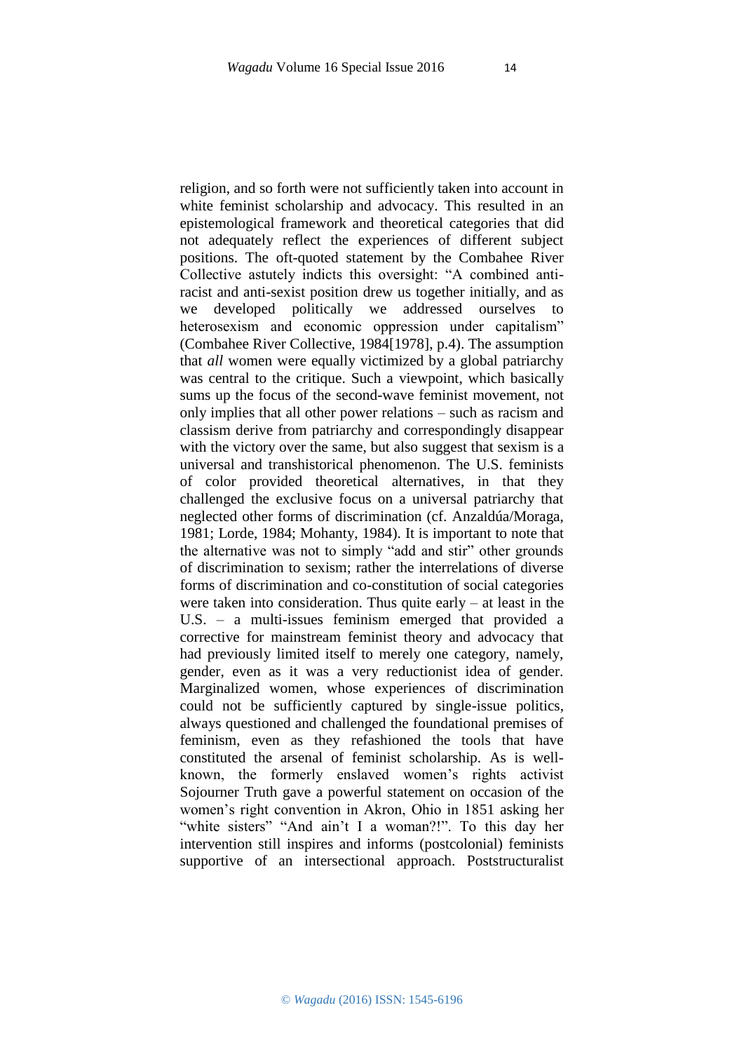religion, and so forth were not sufficiently taken into account in white feminist scholarship and advocacy. This resulted in an epistemological framework and theoretical categories that did not adequately reflect the experiences of different subject positions. The oft-quoted statement by the Combahee River Collective astutely indicts this oversight: "A combined anti-racist and anti-sexist position drew us together initially, and as we developed politically we addressed ourselves to heterosexism and economic oppression under capitalism" (Combahee River Collective, 1984[1978], p.4). The assumption that *all* women were equally victimized by a global patriarchy was central to the critique. Such a viewpoint, which basically sums up the focus of the second-wave feminist movement, not only implies that all other power relations – such as racism and classism derive from patriarchy and correspondingly disappear with the victory over the same, but also suggest that sexism is a universal and transhistorical phenomenon. The U.S. feminists of color provided theoretical alternatives, in that they challenged the exclusive focus on a universal patriarchy that neglected other forms of discrimination (cf. Anzaldúa/Moraga, 1981; Lorde, 1984; Mohanty, 1984). It is important to note that the alternative was not to simply "add and stir" other grounds of discrimination to sexism; rather the interrelations of diverse forms of discrimination and co-constitution of social categories were taken into consideration. Thus quite early – at least in the U.S. – a multi-issues feminism emerged that provided a corrective for mainstream feminist theory and advocacy that had previously limited itself to merely one category, namely, gender, even as it was a very reductionist idea of gender. Marginalized women, whose experiences of discrimination could not be sufficiently captured by single-issue politics, always questioned and challenged the foundational premises of feminism, even as they refashioned the tools that have constituted the arsenal of feminist scholarship. As is well-known, the formerly enslaved women's rights activist Sojourner Truth gave a powerful statement on occasion of the women's right convention in Akron, Ohio in 1851 asking her "white sisters" "And ain't I a woman?!". To this day her intervention still inspires and informs (postcolonial) feminists supportive of an intersectional approach. Poststructuralist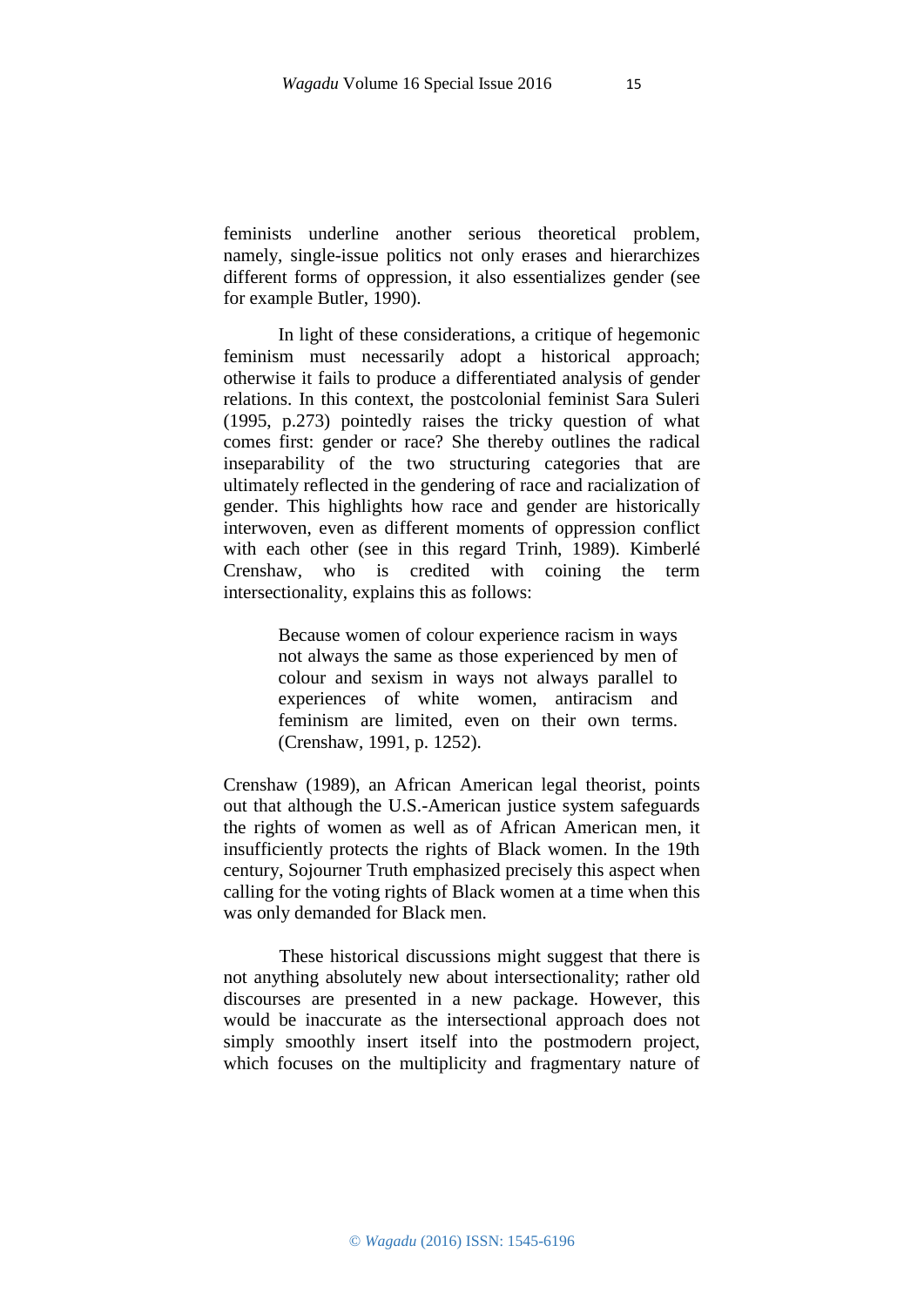feminists underline another serious theoretical problem, namely, single-issue politics not only erases and hierarchizes different forms of oppression, it also essentializes gender (see for example Butler, 1990).

In light of these considerations, a critique of hegemonic feminism must necessarily adopt a historical approach; otherwise it fails to produce a differentiated analysis of gender relations. In this context, the postcolonial feminist Sara Suleri (1995, p.273) pointedly raises the tricky question of what comes first: gender or race? She thereby outlines the radical inseparability of the two structuring categories that are ultimately reflected in the gendering of race and racialization of gender. This highlights how race and gender are historically interwoven, even as different moments of oppression conflict with each other (see in this regard Trinh, 1989). Kimberlé Crenshaw, who is credited with coining the term intersectionality, explains this as follows:

> Because women of colour experience racism in ways not always the same as those experienced by men of colour and sexism in ways not always parallel to experiences of white women, antiracism and feminism are limited, even on their own terms. (Crenshaw, 1991, p. 1252).

Crenshaw (1989), an African American legal theorist, points out that although the U.S.-American justice system safeguards the rights of women as well as of African American men, it insufficiently protects the rights of Black women. In the 19th century, Sojourner Truth emphasized precisely this aspect when calling for the voting rights of Black women at a time when this was only demanded for Black men.

These historical discussions might suggest that there is not anything absolutely new about intersectionality; rather old discourses are presented in a new package. However, this would be inaccurate as the intersectional approach does not simply smoothly insert itself into the postmodern project, which focuses on the multiplicity and fragmentary nature of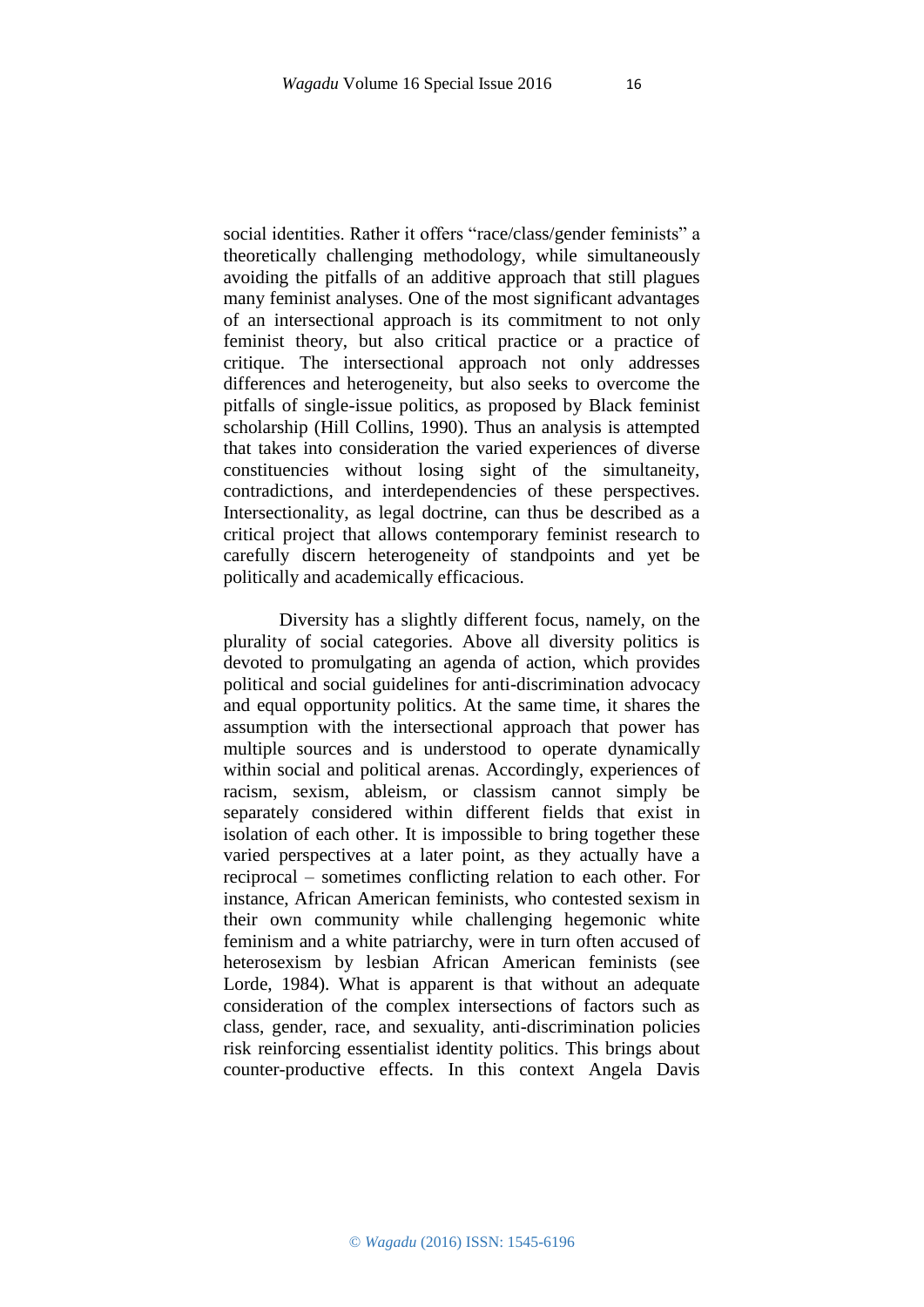social identities. Rather it offers "race/class/gender feminists" a theoretically challenging methodology, while simultaneously avoiding the pitfalls of an additive approach that still plagues many feminist analyses. One of the most significant advantages of an intersectional approach is its commitment to not only feminist theory, but also critical practice or a practice of critique. The intersectional approach not only addresses differences and heterogeneity, but also seeks to overcome the pitfalls of single-issue politics, as proposed by Black feminist scholarship (Hill Collins, 1990). Thus an analysis is attempted that takes into consideration the varied experiences of diverse constituencies without losing sight of the simultaneity, contradictions, and interdependencies of these perspectives. Intersectionality, as legal doctrine, can thus be described as a critical project that allows contemporary feminist research to carefully discern heterogeneity of standpoints and yet be politically and academically efficacious.

Diversity has a slightly different focus, namely, on the plurality of social categories. Above all diversity politics is devoted to promulgating an agenda of action, which provides political and social guidelines for anti-discrimination advocacy and equal opportunity politics. At the same time, it shares the assumption with the intersectional approach that power has multiple sources and is understood to operate dynamically within social and political arenas. Accordingly, experiences of racism, sexism, ableism, or classism cannot simply be separately considered within different fields that exist in isolation of each other. It is impossible to bring together these varied perspectives at a later point, as they actually have a reciprocal – sometimes conflicting relation to each other. For instance, African American feminists, who contested sexism in their own community while challenging hegemonic white feminism and a white patriarchy, were in turn often accused of heterosexism by lesbian African American feminists (see Lorde, 1984). What is apparent is that without an adequate consideration of the complex intersections of factors such as class, gender, race, and sexuality, anti-discrimination policies risk reinforcing essentialist identity politics. This brings about counter-productive effects. In this context Angela Davis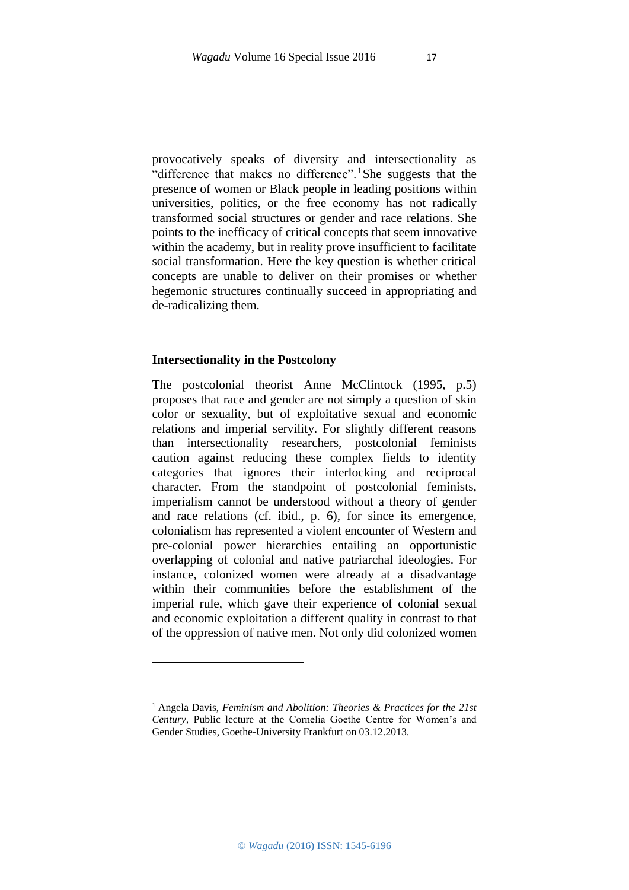provocatively speaks of diversity and intersectionality as "difference that makes no difference".[1] She suggests that the presence of women or Black people in leading positions within universities, politics, or the free economy has not radically transformed social structures or gender and race relations. She points to the inefficacy of critical concepts that seem innovative within the academy, but in reality prove insufficient to facilitate social transformation. Here the key question is whether critical concepts are unable to deliver on their promises or whether hegemonic structures continually succeed in appropriating and de-radicalizing them.

### Intersectionality in the Postcolony

The postcolonial theorist Anne McClintock (1995, p.5) proposes that race and gender are not simply a question of skin color or sexuality, but of exploitative sexual and economic relations and imperial servility. For slightly different reasons than intersectionality researchers, postcolonial feminists caution against reducing these complex fields to identity categories that ignores their interlocking and reciprocal character. From the standpoint of postcolonial feminists, imperialism cannot be understood without a theory of gender and race relations (cf. ibid., p. 6), for since its emergence, colonialism has represented a violent encounter of Western and pre-colonial power hierarchies entailing an opportunistic overlapping of colonial and native patriarchal ideologies. For instance, colonized women were already at a disadvantage within their communities before the establishment of the imperial rule, which gave their experience of colonial sexual and economic exploitation a different quality in contrast to that of the oppression of native men. Not only did colonized women

---

[1] Angela Davis, *Feminism and Abolition: Theories & Practices for the 21st Century*, Public lecture at the Cornelia Goethe Centre for Women's and Gender Studies, Goethe-University Frankfurt on 03.12.2013.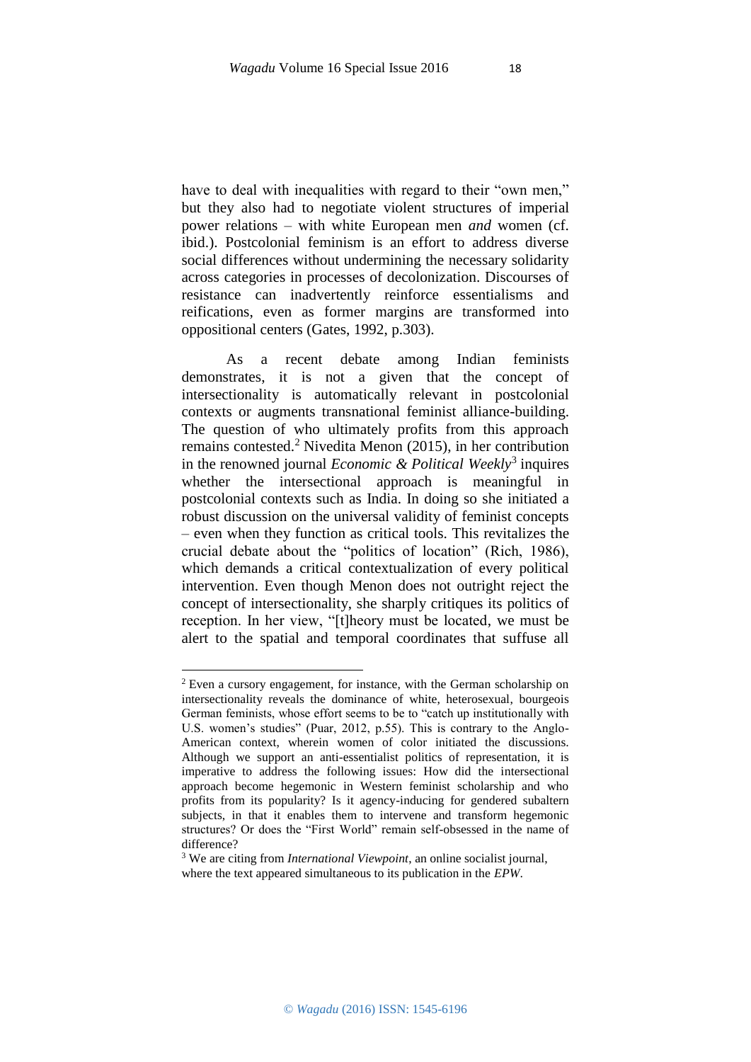have to deal with inequalities with regard to their "own men," but they also had to negotiate violent structures of imperial power relations – with white European men *and* women (cf. ibid.). Postcolonial feminism is an effort to address diverse social differences without undermining the necessary solidarity across categories in processes of decolonization. Discourses of resistance can inadvertently reinforce essentialisms and reifications, even as former margins are transformed into oppositional centers (Gates, 1992, p.303).

As a recent debate among Indian feminists demonstrates, it is not a given that the concept of intersectionality is automatically relevant in postcolonial contexts or augments transnational feminist alliance-building. The question of who ultimately profits from this approach remains contested.[2] Nivedita Menon (2015), in her contribution in the renowned journal *Economic & Political Weekly*[3] inquires whether the intersectional approach is meaningful in postcolonial contexts such as India. In doing so she initiated a robust discussion on the universal validity of feminist concepts – even when they function as critical tools. This revitalizes the crucial debate about the "politics of location" (Rich, 1986), which demands a critical contextualization of every political intervention. Even though Menon does not outright reject the concept of intersectionality, she sharply critiques its politics of reception. In her view, "[t]heory must be located, we must be alert to the spatial and temporal coordinates that suffuse all

---

[2] Even a cursory engagement, for instance, with the German scholarship on intersectionality reveals the dominance of white, heterosexual, bourgeois German feminists, whose effort seems to be to "catch up institutionally with U.S. women's studies" (Puar, 2012, p.55). This is contrary to the Anglo-American context, wherein women of color initiated the discussions. Although we support an anti-essentialist politics of representation, it is imperative to address the following issues: How did the intersectional approach become hegemonic in Western feminist scholarship and who profits from its popularity? Is it agency-inducing for gendered subaltern subjects, in that it enables them to intervene and transform hegemonic structures? Or does the "First World" remain self-obsessed in the name of difference?

[3] We are citing from *International Viewpoint*, an online socialist journal, where the text appeared simultaneous to its publication in the *EPW*.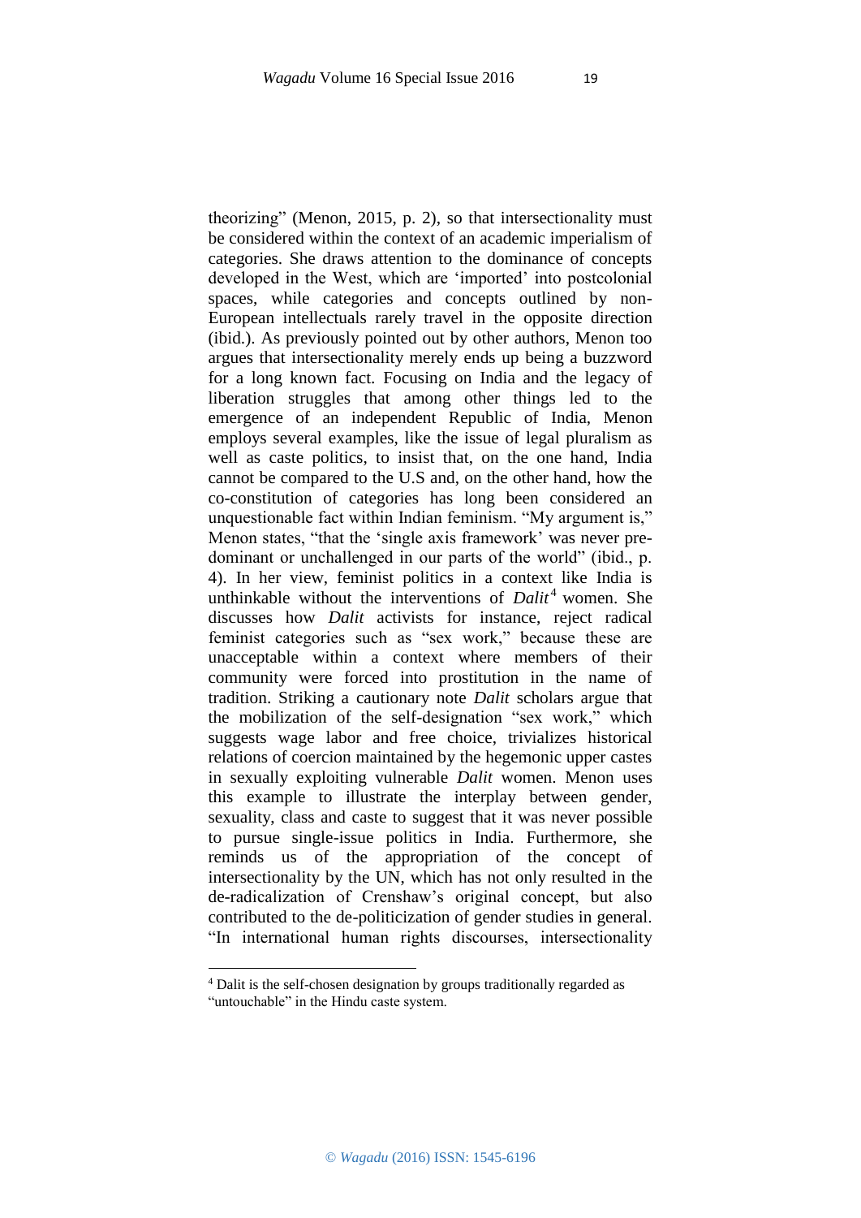theorizing" (Menon, 2015, p. 2), so that intersectionality must be considered within the context of an academic imperialism of categories. She draws attention to the dominance of concepts developed in the West, which are 'imported' into postcolonial spaces, while categories and concepts outlined by non-European intellectuals rarely travel in the opposite direction (ibid.). As previously pointed out by other authors, Menon too argues that intersectionality merely ends up being a buzzword for a long known fact. Focusing on India and the legacy of liberation struggles that among other things led to the emergence of an independent Republic of India, Menon employs several examples, like the issue of legal pluralism as well as caste politics, to insist that, on the one hand, India cannot be compared to the U.S and, on the other hand, how the co-constitution of categories has long been considered an unquestionable fact within Indian feminism. "My argument is," Menon states, "that the 'single axis framework' was never pre-dominant or unchallenged in our parts of the world" (ibid., p. 4). In her view, feminist politics in a context like India is unthinkable without the interventions of *Dalit*[4] women. She discusses how *Dalit* activists for instance, reject radical feminist categories such as "sex work," because these are unacceptable within a context where members of their community were forced into prostitution in the name of tradition. Striking a cautionary note *Dalit* scholars argue that the mobilization of the self-designation "sex work," which suggests wage labor and free choice, trivializes historical relations of coercion maintained by the hegemonic upper castes in sexually exploiting vulnerable *Dalit* women. Menon uses this example to illustrate the interplay between gender, sexuality, class and caste to suggest that it was never possible to pursue single-issue politics in India. Furthermore, she reminds us of the appropriation of the concept of intersectionality by the UN, which has not only resulted in the de-radicalization of Crenshaw's original concept, but also contributed to the de-politicization of gender studies in general. "In international human rights discourses, intersectionality

[4] Dalit is the self-chosen designation by groups traditionally regarded as "untouchable" in the Hindu caste system.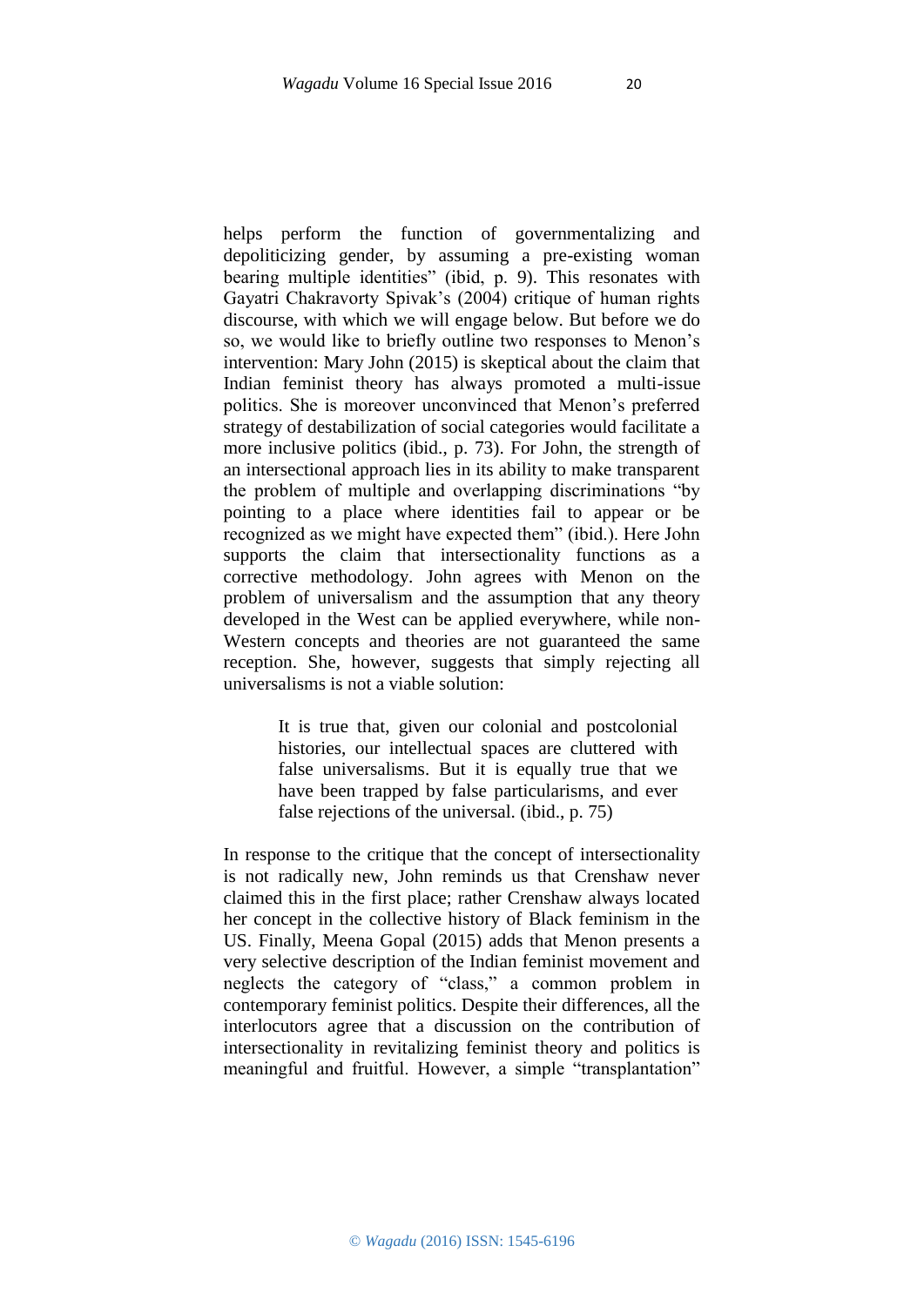helps perform the function of governmentalizing and depoliticizing gender, by assuming a pre-existing woman bearing multiple identities" (ibid, p. 9). This resonates with Gayatri Chakravorty Spivak's (2004) critique of human rights discourse, with which we will engage below. But before we do so, we would like to briefly outline two responses to Menon's intervention: Mary John (2015) is skeptical about the claim that Indian feminist theory has always promoted a multi-issue politics. She is moreover unconvinced that Menon's preferred strategy of destabilization of social categories would facilitate a more inclusive politics (ibid., p. 73). For John, the strength of an intersectional approach lies in its ability to make transparent the problem of multiple and overlapping discriminations "by pointing to a place where identities fail to appear or be recognized as we might have expected them" (ibid.). Here John supports the claim that intersectionality functions as a corrective methodology. John agrees with Menon on the problem of universalism and the assumption that any theory developed in the West can be applied everywhere, while non-Western concepts and theories are not guaranteed the same reception. She, however, suggests that simply rejecting all universalisms is not a viable solution:

> It is true that, given our colonial and postcolonial histories, our intellectual spaces are cluttered with false universalisms. But it is equally true that we have been trapped by false particularisms, and ever false rejections of the universal. (ibid., p. 75)

In response to the critique that the concept of intersectionality is not radically new, John reminds us that Crenshaw never claimed this in the first place; rather Crenshaw always located her concept in the collective history of Black feminism in the US. Finally, Meena Gopal (2015) adds that Menon presents a very selective description of the Indian feminist movement and neglects the category of "class," a common problem in contemporary feminist politics. Despite their differences, all the interlocutors agree that a discussion on the contribution of intersectionality in revitalizing feminist theory and politics is meaningful and fruitful. However, a simple "transplantation"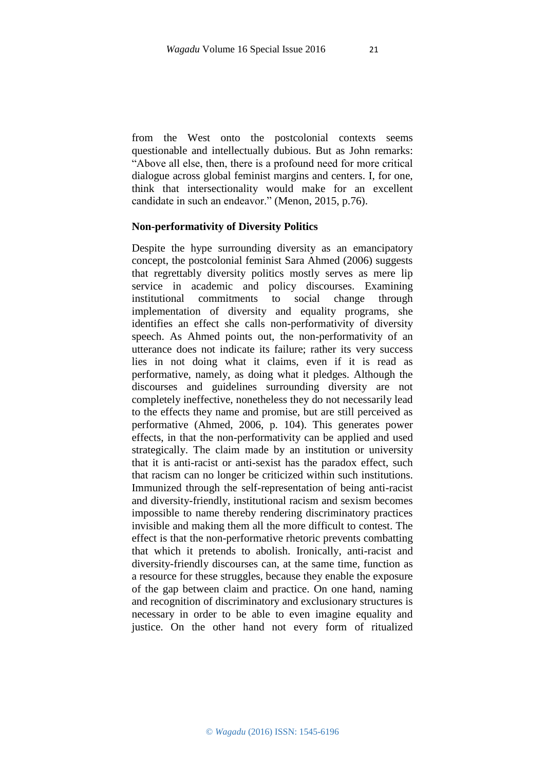from the West onto the postcolonial contexts seems questionable and intellectually dubious. But as John remarks: "Above all else, then, there is a profound need for more critical dialogue across global feminist margins and centers. I, for one, think that intersectionality would make for an excellent candidate in such an endeavor." (Menon, 2015, p.76).

### Non-performativity of Diversity Politics

Despite the hype surrounding diversity as an emancipatory concept, the postcolonial feminist Sara Ahmed (2006) suggests that regrettably diversity politics mostly serves as mere lip service in academic and policy discourses. Examining institutional commitments to social change through implementation of diversity and equality programs, she identifies an effect she calls non-performativity of diversity speech. As Ahmed points out, the non-performativity of an utterance does not indicate its failure; rather its very success lies in not doing what it claims, even if it is read as performative, namely, as doing what it pledges. Although the discourses and guidelines surrounding diversity are not completely ineffective, nonetheless they do not necessarily lead to the effects they name and promise, but are still perceived as performative (Ahmed, 2006, p. 104). This generates power effects, in that the non-performativity can be applied and used strategically. The claim made by an institution or university that it is anti-racist or anti-sexist has the paradox effect, such that racism can no longer be criticized within such institutions. Immunized through the self-representation of being anti-racist and diversity-friendly, institutional racism and sexism becomes impossible to name thereby rendering discriminatory practices invisible and making them all the more difficult to contest. The effect is that the non-performative rhetoric prevents combatting that which it pretends to abolish. Ironically, anti-racist and diversity-friendly discourses can, at the same time, function as a resource for these struggles, because they enable the exposure of the gap between claim and practice. On one hand, naming and recognition of discriminatory and exclusionary structures is necessary in order to be able to even imagine equality and justice. On the other hand not every form of ritualized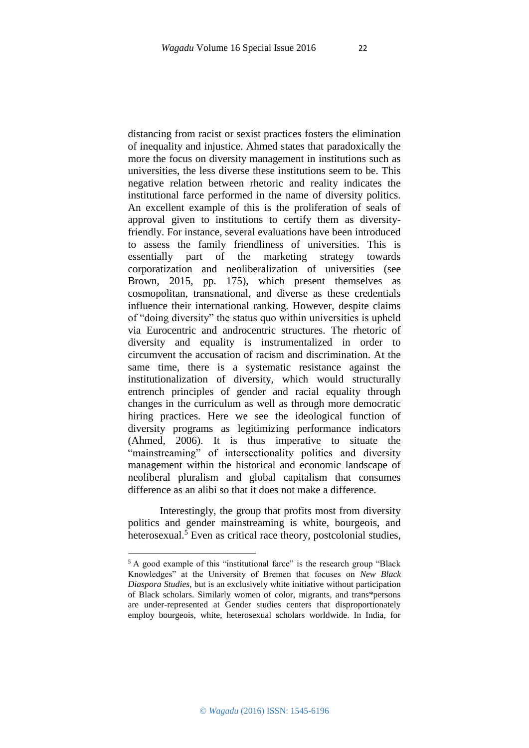distancing from racist or sexist practices fosters the elimination of inequality and injustice. Ahmed states that paradoxically the more the focus on diversity management in institutions such as universities, the less diverse these institutions seem to be. This negative relation between rhetoric and reality indicates the institutional farce performed in the name of diversity politics. An excellent example of this is the proliferation of seals of approval given to institutions to certify them as diversity-friendly. For instance, several evaluations have been introduced to assess the family friendliness of universities. This is essentially part of the marketing strategy towards corporatization and neoliberalization of universities (see Brown, 2015, pp. 175), which present themselves as cosmopolitan, transnational, and diverse as these credentials influence their international ranking. However, despite claims of "doing diversity" the status quo within universities is upheld via Eurocentric and androcentric structures. The rhetoric of diversity and equality is instrumentalized in order to circumvent the accusation of racism and discrimination. At the same time, there is a systematic resistance against the institutionalization of diversity, which would structurally entrench principles of gender and racial equality through changes in the curriculum as well as through more democratic hiring practices. Here we see the ideological function of diversity programs as legitimizing performance indicators (Ahmed, 2006). It is thus imperative to situate the "mainstreaming" of intersectionality politics and diversity management within the historical and economic landscape of neoliberal pluralism and global capitalism that consumes difference as an alibi so that it does not make a difference.

Interestingly, the group that profits most from diversity politics and gender mainstreaming is white, bourgeois, and heterosexual.[5] Even as critical race theory, postcolonial studies,

[5] A good example of this "institutional farce" is the research group "Black Knowledges" at the University of Bremen that focuses on *New Black Diaspora Studies*, but is an exclusively white initiative without participation of Black scholars. Similarly women of color, migrants, and trans*persons are under-represented at Gender studies centers that disproportionately employ bourgeois, white, heterosexual scholars worldwide. In India, for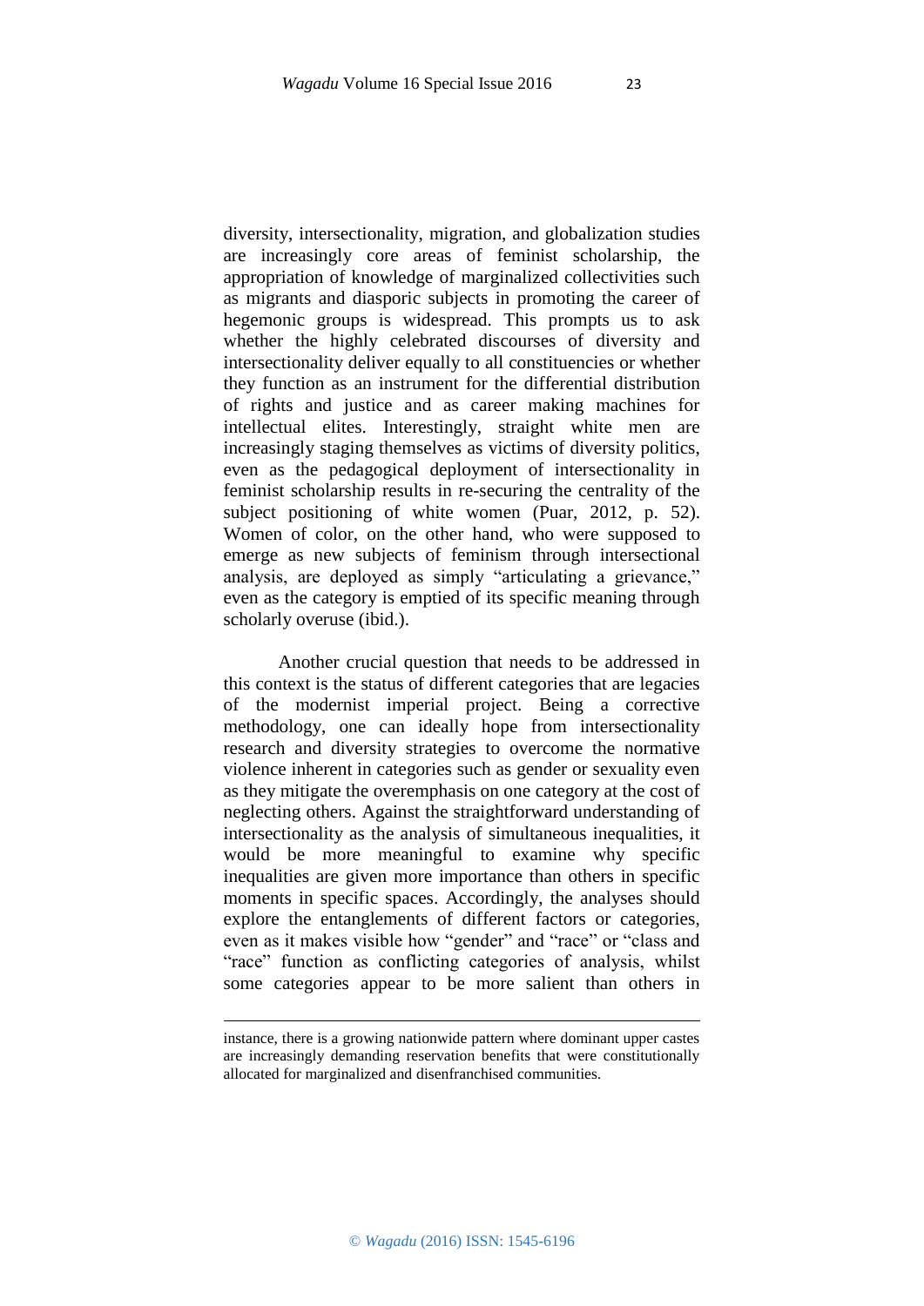diversity, intersectionality, migration, and globalization studies are increasingly core areas of feminist scholarship, the appropriation of knowledge of marginalized collectivities such as migrants and diasporic subjects in promoting the career of hegemonic groups is widespread. This prompts us to ask whether the highly celebrated discourses of diversity and intersectionality deliver equally to all constituencies or whether they function as an instrument for the differential distribution of rights and justice and as career making machines for intellectual elites. Interestingly, straight white men are increasingly staging themselves as victims of diversity politics, even as the pedagogical deployment of intersectionality in feminist scholarship results in re-securing the centrality of the subject positioning of white women (Puar, 2012, p. 52). Women of color, on the other hand, who were supposed to emerge as new subjects of feminism through intersectional analysis, are deployed as simply "articulating a grievance," even as the category is emptied of its specific meaning through scholarly overuse (ibid.).

Another crucial question that needs to be addressed in this context is the status of different categories that are legacies of the modernist imperial project. Being a corrective methodology, one can ideally hope from intersectionality research and diversity strategies to overcome the normative violence inherent in categories such as gender or sexuality even as they mitigate the overemphasis on one category at the cost of neglecting others. Against the straightforward understanding of intersectionality as the analysis of simultaneous inequalities, it would be more meaningful to examine why specific inequalities are given more importance than others in specific moments in specific spaces. Accordingly, the analyses should explore the entanglements of different factors or categories, even as it makes visible how "gender" and "race" or "class and "race" function as conflicting categories of analysis, whilst some categories appear to be more salient than others in

---

instance, there is a growing nationwide pattern where dominant upper castes are increasingly demanding reservation benefits that were constitutionally allocated for marginalized and disenfranchised communities.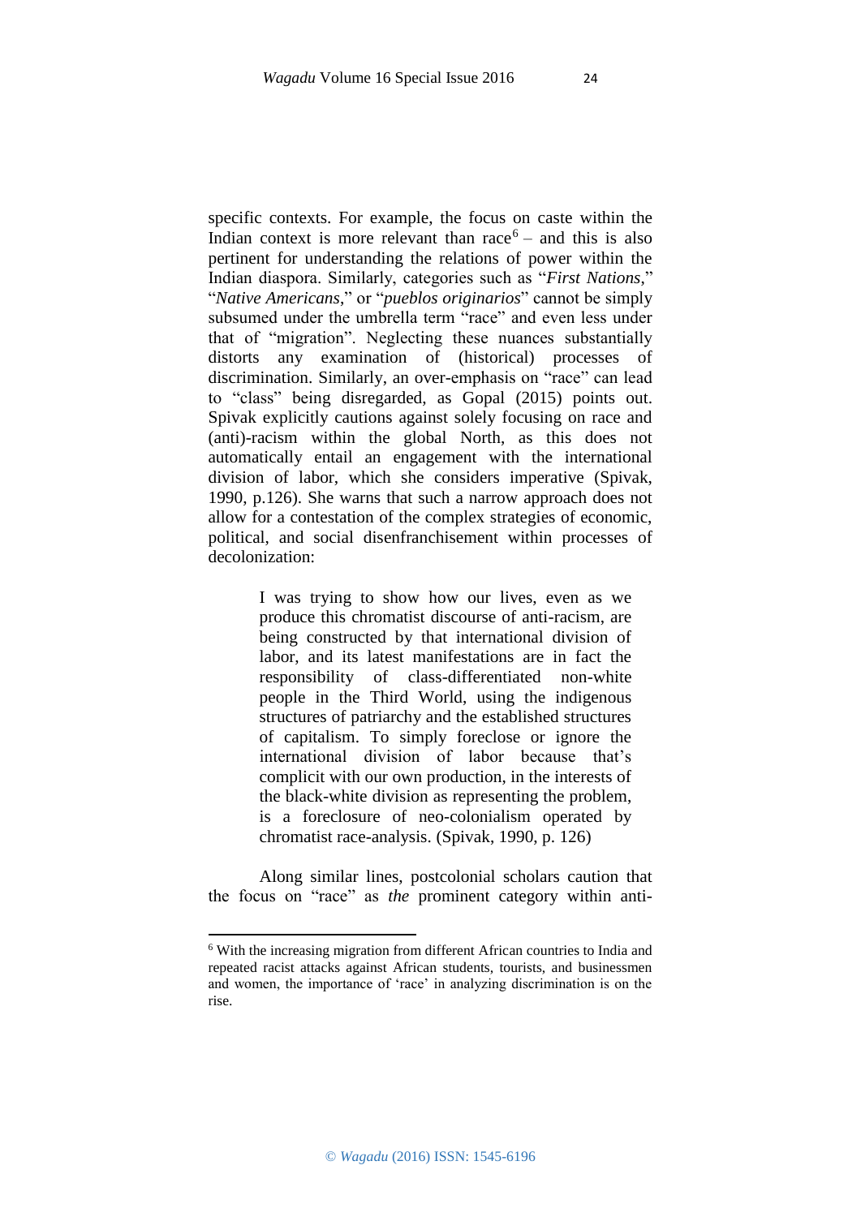specific contexts. For example, the focus on caste within the Indian context is more relevant than race[6] – and this is also pertinent for understanding the relations of power within the Indian diaspora. Similarly, categories such as "*First Nations*," "*Native Americans*," or "*pueblos originarios*" cannot be simply subsumed under the umbrella term "race" and even less under that of "migration". Neglecting these nuances substantially distorts any examination of (historical) processes of discrimination. Similarly, an over-emphasis on "race" can lead to "class" being disregarded, as Gopal (2015) points out. Spivak explicitly cautions against solely focusing on race and (anti)-racism within the global North, as this does not automatically entail an engagement with the international division of labor, which she considers imperative (Spivak, 1990, p.126). She warns that such a narrow approach does not allow for a contestation of the complex strategies of economic, political, and social disenfranchisement within processes of decolonization:

> I was trying to show how our lives, even as we produce this chromatist discourse of anti-racism, are being constructed by that international division of labor, and its latest manifestations are in fact the responsibility of class-differentiated non-white people in the Third World, using the indigenous structures of patriarchy and the established structures of capitalism. To simply foreclose or ignore the international division of labor because that's complicit with our own production, in the interests of the black-white division as representing the problem, is a foreclosure of neo-colonialism operated by chromatist race-analysis. (Spivak, 1990, p. 126)

Along similar lines, postcolonial scholars caution that the focus on "race" as *the* prominent category within anti-

---

[6] With the increasing migration from different African countries to India and repeated racist attacks against African students, tourists, and businessmen and women, the importance of 'race' in analyzing discrimination is on the rise.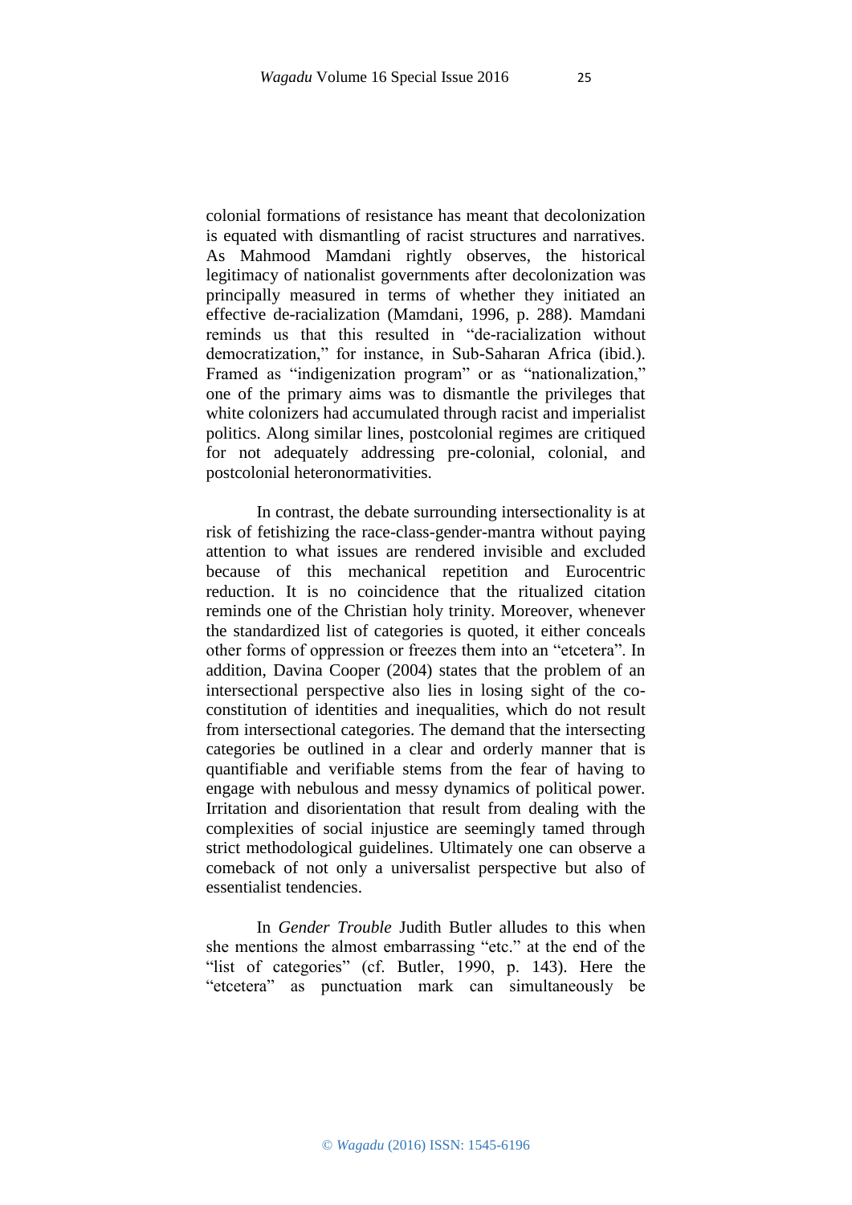colonial formations of resistance has meant that decolonization is equated with dismantling of racist structures and narratives. As Mahmood Mamdani rightly observes, the historical legitimacy of nationalist governments after decolonization was principally measured in terms of whether they initiated an effective de-racialization (Mamdani, 1996, p. 288). Mamdani reminds us that this resulted in "de-racialization without democratization," for instance, in Sub-Saharan Africa (ibid.). Framed as "indigenization program" or as "nationalization," one of the primary aims was to dismantle the privileges that white colonizers had accumulated through racist and imperialist politics. Along similar lines, postcolonial regimes are critiqued for not adequately addressing pre-colonial, colonial, and postcolonial heteronormativities.

In contrast, the debate surrounding intersectionality is at risk of fetishizing the race-class-gender-mantra without paying attention to what issues are rendered invisible and excluded because of this mechanical repetition and Eurocentric reduction. It is no coincidence that the ritualized citation reminds one of the Christian holy trinity. Moreover, whenever the standardized list of categories is quoted, it either conceals other forms of oppression or freezes them into an "etcetera". In addition, Davina Cooper (2004) states that the problem of an intersectional perspective also lies in losing sight of the co-constitution of identities and inequalities, which do not result from intersectional categories. The demand that the intersecting categories be outlined in a clear and orderly manner that is quantifiable and verifiable stems from the fear of having to engage with nebulous and messy dynamics of political power. Irritation and disorientation that result from dealing with the complexities of social injustice are seemingly tamed through strict methodological guidelines. Ultimately one can observe a comeback of not only a universalist perspective but also of essentialist tendencies.

In *Gender Trouble* Judith Butler alludes to this when she mentions the almost embarrassing "etc." at the end of the "list of categories" (cf. Butler, 1990, p. 143). Here the "etcetera" as punctuation mark can simultaneously be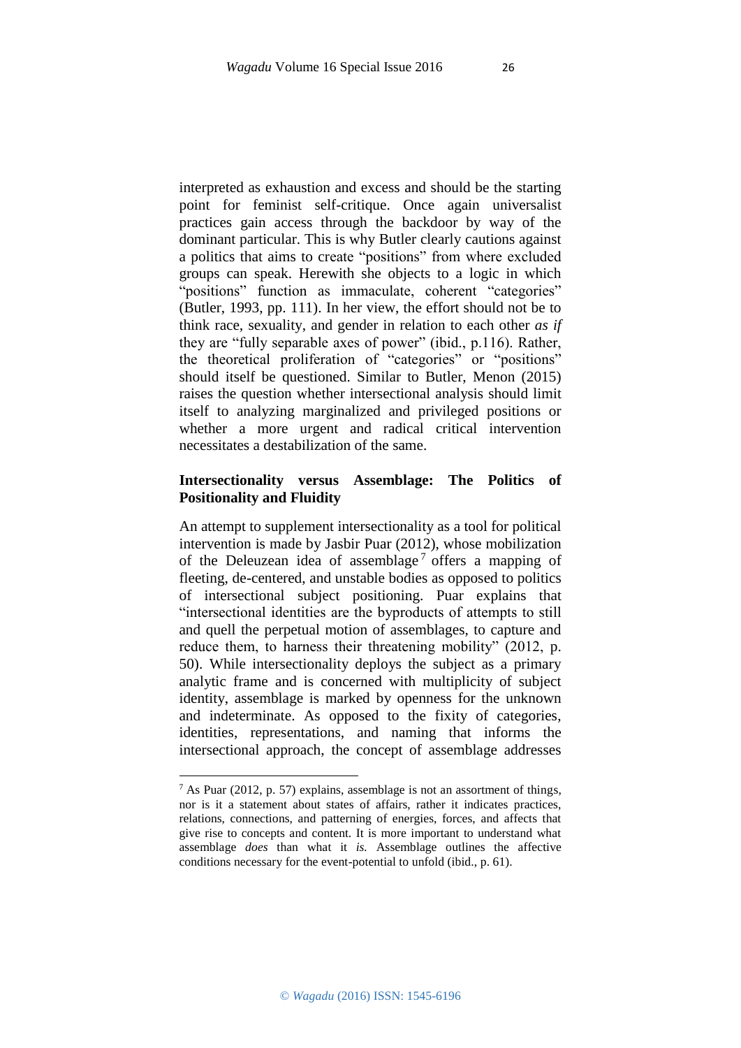interpreted as exhaustion and excess and should be the starting point for feminist self-critique. Once again universalist practices gain access through the backdoor by way of the dominant particular. This is why Butler clearly cautions against a politics that aims to create "positions" from where excluded groups can speak. Herewith she objects to a logic in which "positions" function as immaculate, coherent "categories" (Butler, 1993, pp. 111). In her view, the effort should not be to think race, sexuality, and gender in relation to each other *as if* they are "fully separable axes of power" (ibid., p.116). Rather, the theoretical proliferation of "categories" or "positions" should itself be questioned. Similar to Butler, Menon (2015) raises the question whether intersectional analysis should limit itself to analyzing marginalized and privileged positions or whether a more urgent and radical critical intervention necessitates a destabilization of the same.

## Intersectionality versus Assemblage: The Politics of Positionality and Fluidity

An attempt to supplement intersectionality as a tool for political intervention is made by Jasbir Puar (2012), whose mobilization of the Deleuzean idea of assemblage[7] offers a mapping of fleeting, de-centered, and unstable bodies as opposed to politics of intersectional subject positioning. Puar explains that "intersectional identities are the byproducts of attempts to still and quell the perpetual motion of assemblages, to capture and reduce them, to harness their threatening mobility" (2012, p. 50). While intersectionality deploys the subject as a primary analytic frame and is concerned with multiplicity of subject identity, assemblage is marked by openness for the unknown and indeterminate. As opposed to the fixity of categories, identities, representations, and naming that informs the intersectional approach, the concept of assemblage addresses

---

[7] As Puar (2012, p. 57) explains, assemblage is not an assortment of things, nor is it a statement about states of affairs, rather it indicates practices, relations, connections, and patterning of energies, forces, and affects that give rise to concepts and content. It is more important to understand what assemblage *does* than what it *is.* Assemblage outlines the affective conditions necessary for the event-potential to unfold (ibid., p. 61).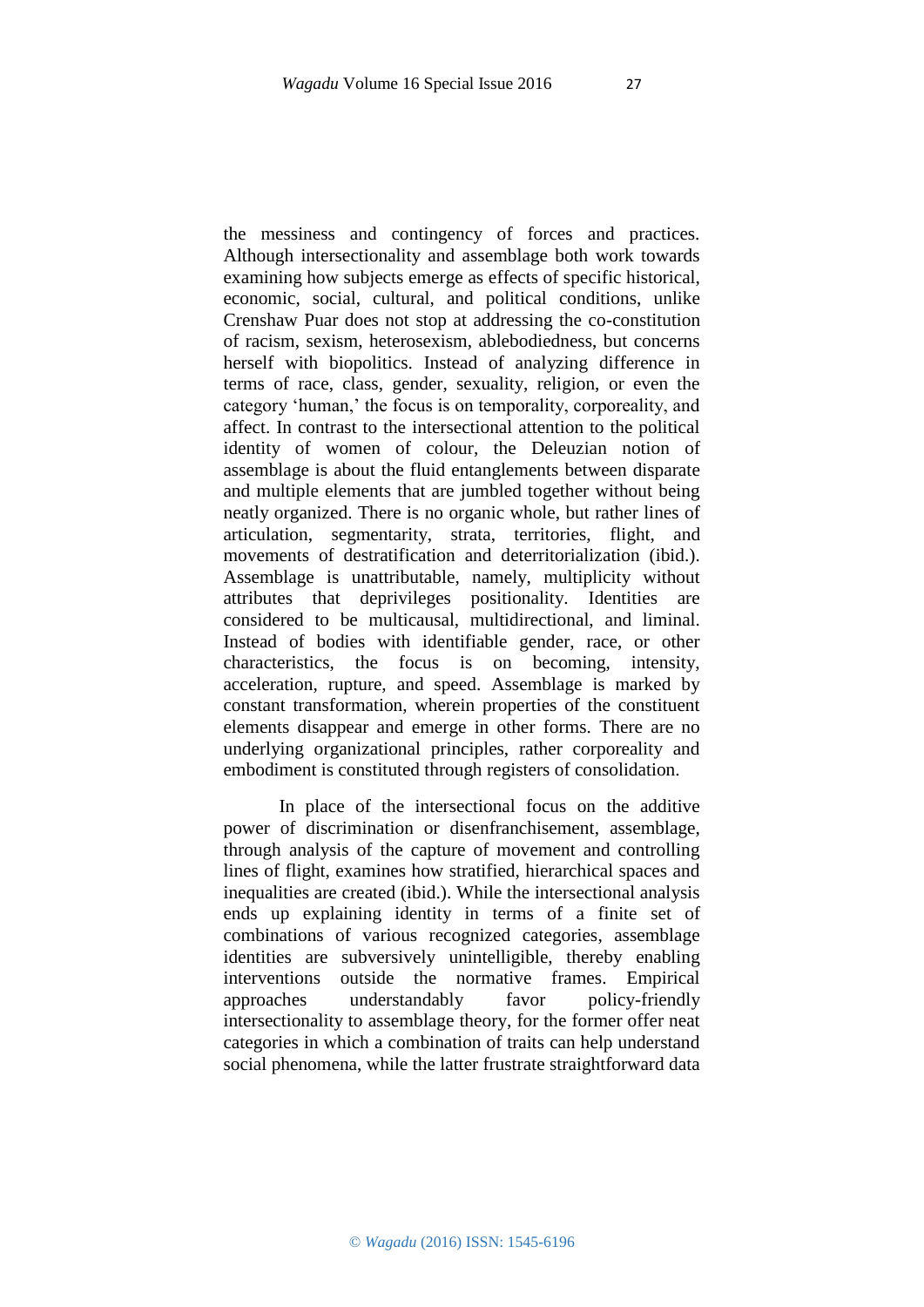the messiness and contingency of forces and practices. Although intersectionality and assemblage both work towards examining how subjects emerge as effects of specific historical, economic, social, cultural, and political conditions, unlike Crenshaw Puar does not stop at addressing the co-constitution of racism, sexism, heterosexism, ablebodiedness, but concerns herself with biopolitics. Instead of analyzing difference in terms of race, class, gender, sexuality, religion, or even the category 'human,' the focus is on temporality, corporeality, and affect. In contrast to the intersectional attention to the political identity of women of colour, the Deleuzian notion of assemblage is about the fluid entanglements between disparate and multiple elements that are jumbled together without being neatly organized. There is no organic whole, but rather lines of articulation, segmentarity, strata, territories, flight, and movements of destratification and deterritorialization (ibid.). Assemblage is unattributable, namely, multiplicity without attributes that deprivileges positionality. Identities are considered to be multicausal, multidirectional, and liminal. Instead of bodies with identifiable gender, race, or other characteristics, the focus is on becoming, intensity, acceleration, rupture, and speed. Assemblage is marked by constant transformation, wherein properties of the constituent elements disappear and emerge in other forms. There are no underlying organizational principles, rather corporeality and embodiment is constituted through registers of consolidation.

In place of the intersectional focus on the additive power of discrimination or disenfranchisement, assemblage, through analysis of the capture of movement and controlling lines of flight, examines how stratified, hierarchical spaces and inequalities are created (ibid.). While the intersectional analysis ends up explaining identity in terms of a finite set of combinations of various recognized categories, assemblage identities are subversively unintelligible, thereby enabling interventions outside the normative frames. Empirical approaches understandably favor policy-friendly intersectionality to assemblage theory, for the former offer neat categories in which a combination of traits can help understand social phenomena, while the latter frustrate straightforward data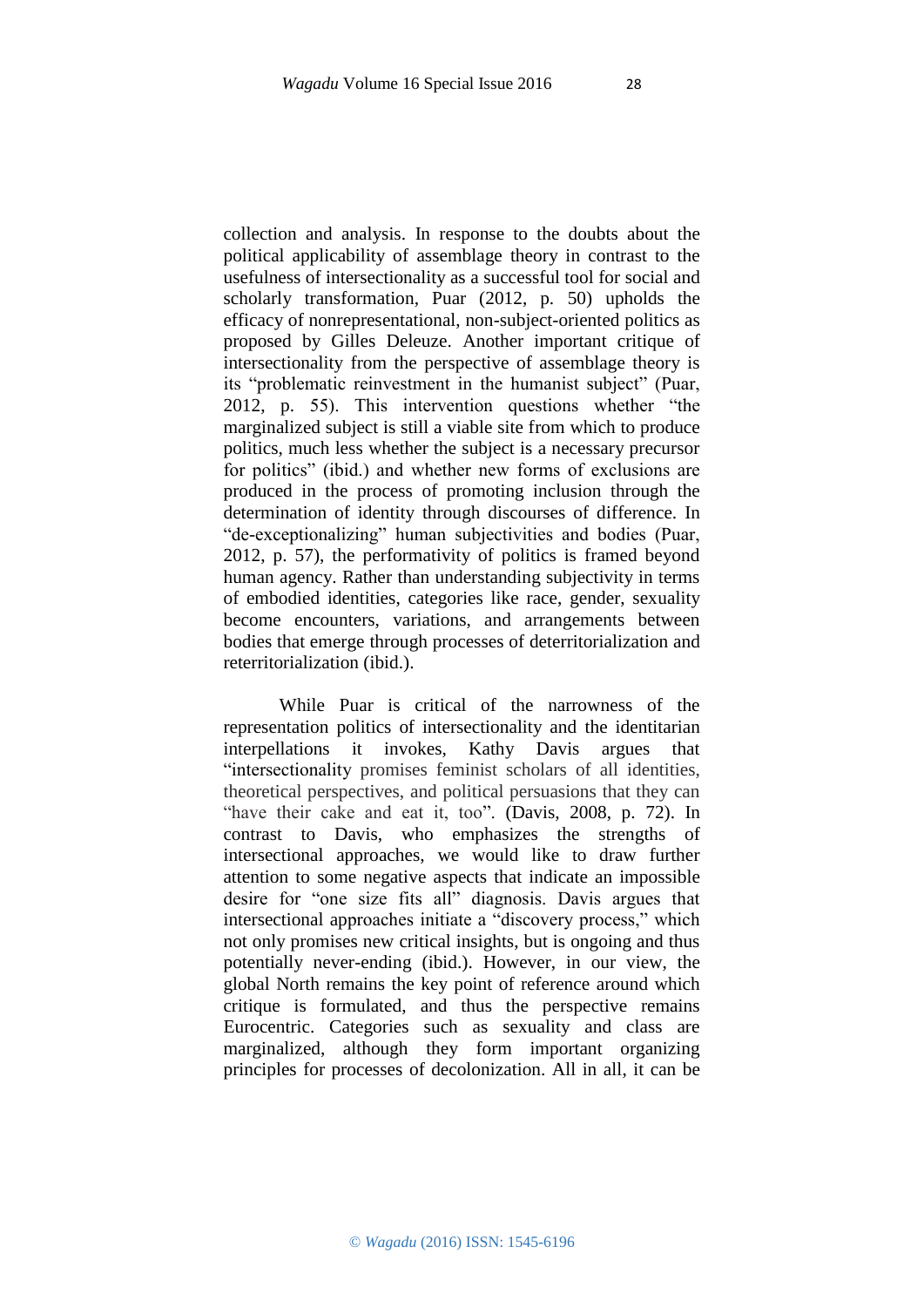collection and analysis. In response to the doubts about the political applicability of assemblage theory in contrast to the usefulness of intersectionality as a successful tool for social and scholarly transformation, Puar (2012, p. 50) upholds the efficacy of nonrepresentational, non-subject-oriented politics as proposed by Gilles Deleuze. Another important critique of intersectionality from the perspective of assemblage theory is its "problematic reinvestment in the humanist subject" (Puar, 2012, p. 55). This intervention questions whether "the marginalized subject is still a viable site from which to produce politics, much less whether the subject is a necessary precursor for politics" (ibid.) and whether new forms of exclusions are produced in the process of promoting inclusion through the determination of identity through discourses of difference. In "de-exceptionalizing" human subjectivities and bodies (Puar, 2012, p. 57), the performativity of politics is framed beyond human agency. Rather than understanding subjectivity in terms of embodied identities, categories like race, gender, sexuality become encounters, variations, and arrangements between bodies that emerge through processes of deterritorialization and reterritorialization (ibid.).

While Puar is critical of the narrowness of the representation politics of intersectionality and the identitarian interpellations it invokes, Kathy Davis argues that "intersectionality promises feminist scholars of all identities, theoretical perspectives, and political persuasions that they can "have their cake and eat it, too". (Davis, 2008, p. 72). In contrast to Davis, who emphasizes the strengths of intersectional approaches, we would like to draw further attention to some negative aspects that indicate an impossible desire for "one size fits all" diagnosis. Davis argues that intersectional approaches initiate a "discovery process," which not only promises new critical insights, but is ongoing and thus potentially never-ending (ibid.). However, in our view, the global North remains the key point of reference around which critique is formulated, and thus the perspective remains Eurocentric. Categories such as sexuality and class are marginalized, although they form important organizing principles for processes of decolonization. All in all, it can be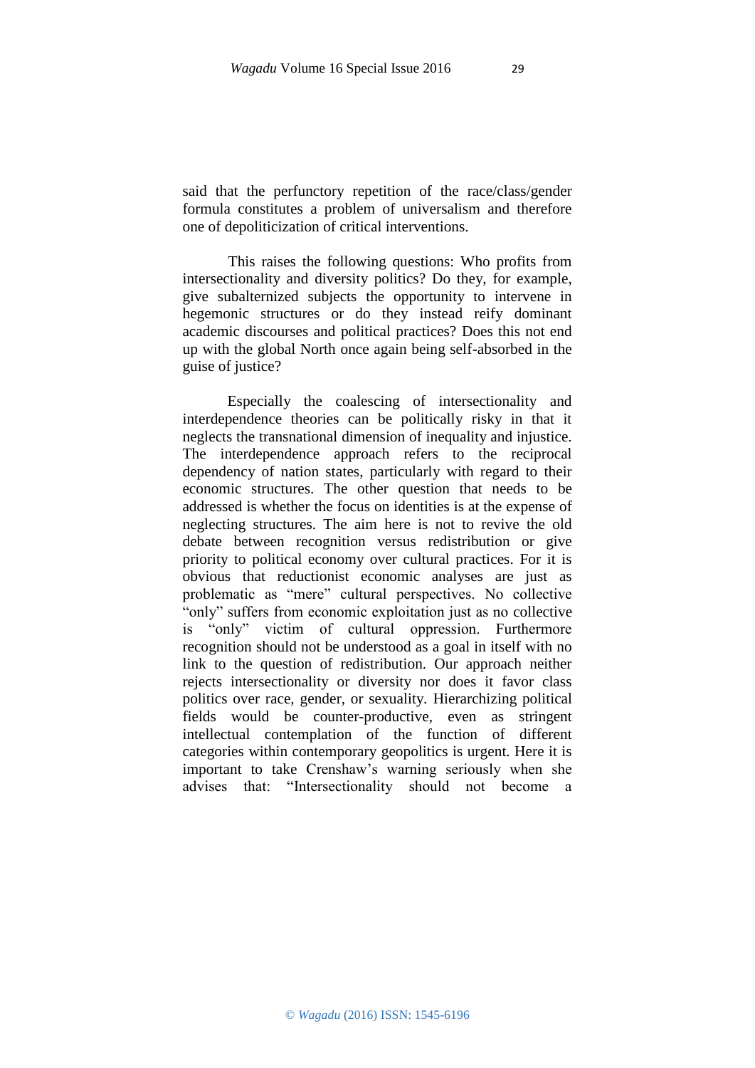said that the perfunctory repetition of the race/class/gender formula constitutes a problem of universalism and therefore one of depoliticization of critical interventions.

This raises the following questions: Who profits from intersectionality and diversity politics? Do they, for example, give subalternized subjects the opportunity to intervene in hegemonic structures or do they instead reify dominant academic discourses and political practices? Does this not end up with the global North once again being self-absorbed in the guise of justice?

Especially the coalescing of intersectionality and interdependence theories can be politically risky in that it neglects the transnational dimension of inequality and injustice. The interdependence approach refers to the reciprocal dependency of nation states, particularly with regard to their economic structures. The other question that needs to be addressed is whether the focus on identities is at the expense of neglecting structures. The aim here is not to revive the old debate between recognition versus redistribution or give priority to political economy over cultural practices. For it is obvious that reductionist economic analyses are just as problematic as "mere" cultural perspectives. No collective "only" suffers from economic exploitation just as no collective is "only" victim of cultural oppression. Furthermore recognition should not be understood as a goal in itself with no link to the question of redistribution. Our approach neither rejects intersectionality or diversity nor does it favor class politics over race, gender, or sexuality. Hierarchizing political fields would be counter-productive, even as stringent intellectual contemplation of the function of different categories within contemporary geopolitics is urgent. Here it is important to take Crenshaw's warning seriously when she advises that: "Intersectionality should not become a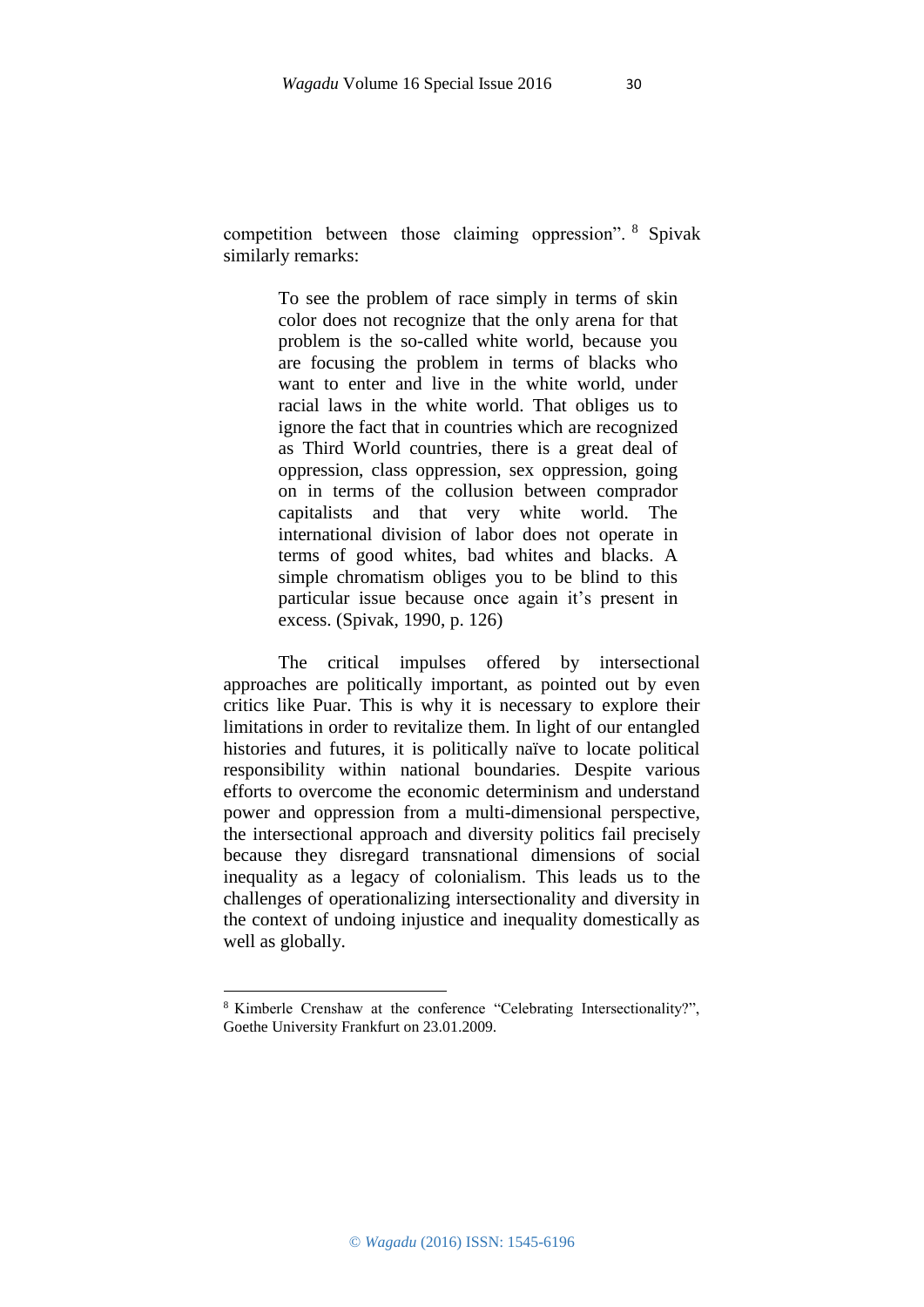competition between those claiming oppression".[8] Spivak similarly remarks:

> To see the problem of race simply in terms of skin color does not recognize that the only arena for that problem is the so-called white world, because you are focusing the problem in terms of blacks who want to enter and live in the white world, under racial laws in the white world. That obliges us to ignore the fact that in countries which are recognized as Third World countries, there is a great deal of oppression, class oppression, sex oppression, going on in terms of the collusion between comprador capitalists and that very white world. The international division of labor does not operate in terms of good whites, bad whites and blacks. A simple chromatism obliges you to be blind to this particular issue because once again it's present in excess. (Spivak, 1990, p. 126)

The critical impulses offered by intersectional approaches are politically important, as pointed out by even critics like Puar. This is why it is necessary to explore their limitations in order to revitalize them. In light of our entangled histories and futures, it is politically naïve to locate political responsibility within national boundaries. Despite various efforts to overcome the economic determinism and understand power and oppression from a multi-dimensional perspective, the intersectional approach and diversity politics fail precisely because they disregard transnational dimensions of social inequality as a legacy of colonialism. This leads us to the challenges of operationalizing intersectionality and diversity in the context of undoing injustice and inequality domestically as well as globally.

---

[8] Kimberle Crenshaw at the conference "Celebrating Intersectionality?", Goethe University Frankfurt on 23.01.2009.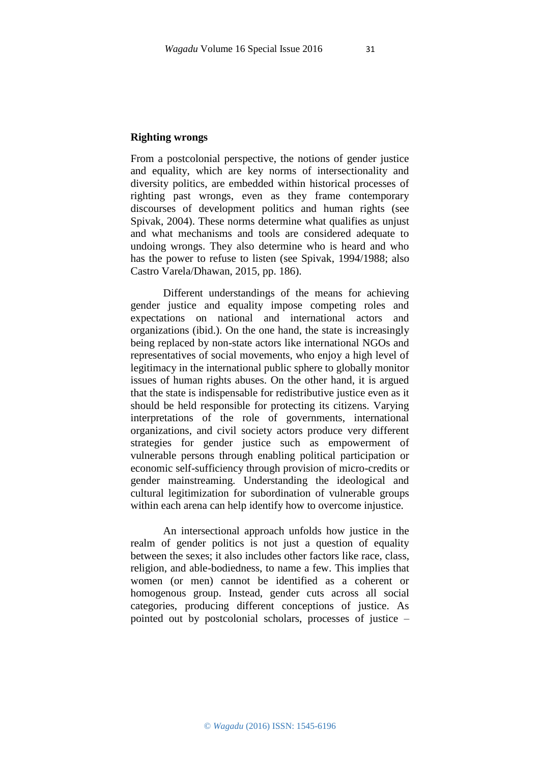**Righting wrongs**

From a postcolonial perspective, the notions of gender justice and equality, which are key norms of intersectionality and diversity politics, are embedded within historical processes of righting past wrongs, even as they frame contemporary discourses of development politics and human rights (see Spivak, 2004). These norms determine what qualifies as unjust and what mechanisms and tools are considered adequate to undoing wrongs. They also determine who is heard and who has the power to refuse to listen (see Spivak, 1994/1988; also Castro Varela/Dhawan, 2015, pp. 186).

Different understandings of the means for achieving gender justice and equality impose competing roles and expectations on national and international actors and organizations (ibid.). On the one hand, the state is increasingly being replaced by non-state actors like international NGOs and representatives of social movements, who enjoy a high level of legitimacy in the international public sphere to globally monitor issues of human rights abuses. On the other hand, it is argued that the state is indispensable for redistributive justice even as it should be held responsible for protecting its citizens. Varying interpretations of the role of governments, international organizations, and civil society actors produce very different strategies for gender justice such as empowerment of vulnerable persons through enabling political participation or economic self-sufficiency through provision of micro-credits or gender mainstreaming. Understanding the ideological and cultural legitimization for subordination of vulnerable groups within each arena can help identify how to overcome injustice.

An intersectional approach unfolds how justice in the realm of gender politics is not just a question of equality between the sexes; it also includes other factors like race, class, religion, and able-bodiedness, to name a few. This implies that women (or men) cannot be identified as a coherent or homogenous group. Instead, gender cuts across all social categories, producing different conceptions of justice. As pointed out by postcolonial scholars, processes of justice –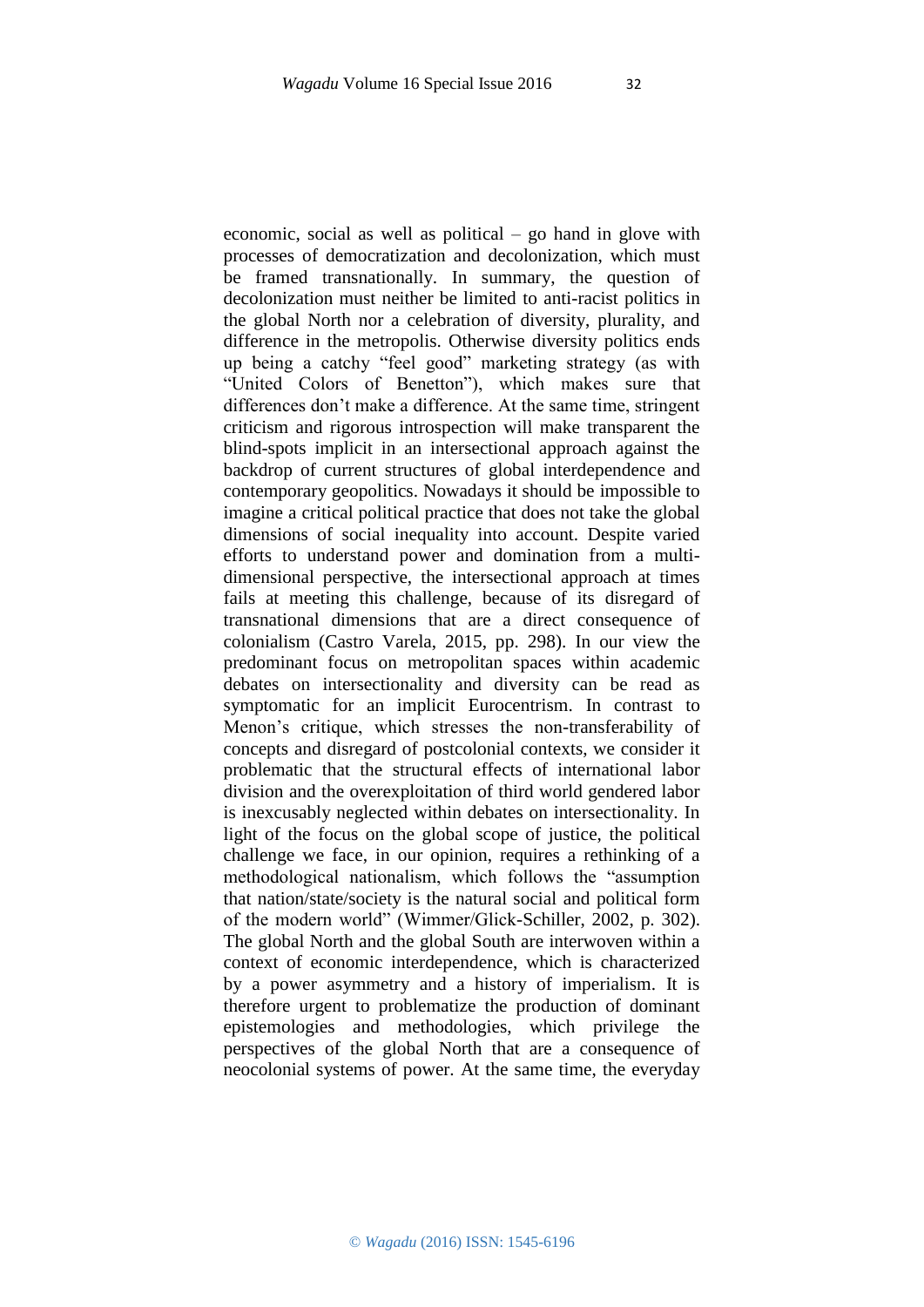economic, social as well as political – go hand in glove with processes of democratization and decolonization, which must be framed transnationally. In summary, the question of decolonization must neither be limited to anti-racist politics in the global North nor a celebration of diversity, plurality, and difference in the metropolis. Otherwise diversity politics ends up being a catchy "feel good" marketing strategy (as with "United Colors of Benetton"), which makes sure that differences don't make a difference. At the same time, stringent criticism and rigorous introspection will make transparent the blind-spots implicit in an intersectional approach against the backdrop of current structures of global interdependence and contemporary geopolitics. Nowadays it should be impossible to imagine a critical political practice that does not take the global dimensions of social inequality into account. Despite varied efforts to understand power and domination from a multi-dimensional perspective, the intersectional approach at times fails at meeting this challenge, because of its disregard of transnational dimensions that are a direct consequence of colonialism (Castro Varela, 2015, pp. 298). In our view the predominant focus on metropolitan spaces within academic debates on intersectionality and diversity can be read as symptomatic for an implicit Eurocentrism. In contrast to Menon's critique, which stresses the non-transferability of concepts and disregard of postcolonial contexts, we consider it problematic that the structural effects of international labor division and the overexploitation of third world gendered labor is inexcusably neglected within debates on intersectionality. In light of the focus on the global scope of justice, the political challenge we face, in our opinion, requires a rethinking of a methodological nationalism, which follows the "assumption that nation/state/society is the natural social and political form of the modern world" (Wimmer/Glick-Schiller, 2002, p. 302). The global North and the global South are interwoven within a context of economic interdependence, which is characterized by a power asymmetry and a history of imperialism. It is therefore urgent to problematize the production of dominant epistemologies and methodologies, which privilege the perspectives of the global North that are a consequence of neocolonial systems of power. At the same time, the everyday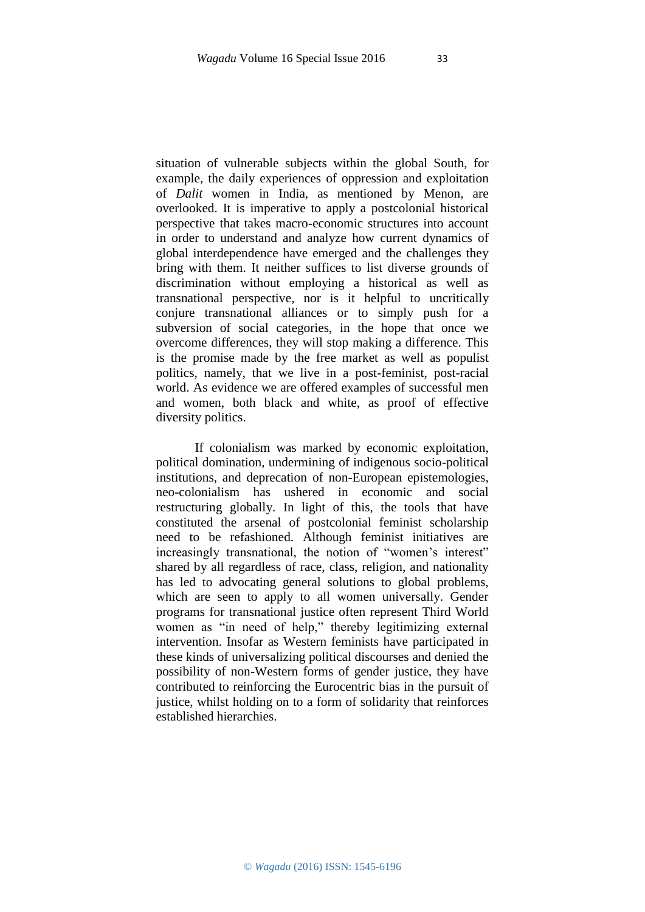situation of vulnerable subjects within the global South, for example, the daily experiences of oppression and exploitation of *Dalit* women in India, as mentioned by Menon, are overlooked. It is imperative to apply a postcolonial historical perspective that takes macro-economic structures into account in order to understand and analyze how current dynamics of global interdependence have emerged and the challenges they bring with them. It neither suffices to list diverse grounds of discrimination without employing a historical as well as transnational perspective, nor is it helpful to uncritically conjure transnational alliances or to simply push for a subversion of social categories, in the hope that once we overcome differences, they will stop making a difference. This is the promise made by the free market as well as populist politics, namely, that we live in a post-feminist, post-racial world. As evidence we are offered examples of successful men and women, both black and white, as proof of effective diversity politics.

If colonialism was marked by economic exploitation, political domination, undermining of indigenous socio-political institutions, and deprecation of non-European epistemologies, neo-colonialism has ushered in economic and social restructuring globally. In light of this, the tools that have constituted the arsenal of postcolonial feminist scholarship need to be refashioned. Although feminist initiatives are increasingly transnational, the notion of "women's interest" shared by all regardless of race, class, religion, and nationality has led to advocating general solutions to global problems, which are seen to apply to all women universally. Gender programs for transnational justice often represent Third World women as "in need of help," thereby legitimizing external intervention. Insofar as Western feminists have participated in these kinds of universalizing political discourses and denied the possibility of non-Western forms of gender justice, they have contributed to reinforcing the Eurocentric bias in the pursuit of justice, whilst holding on to a form of solidarity that reinforces established hierarchies.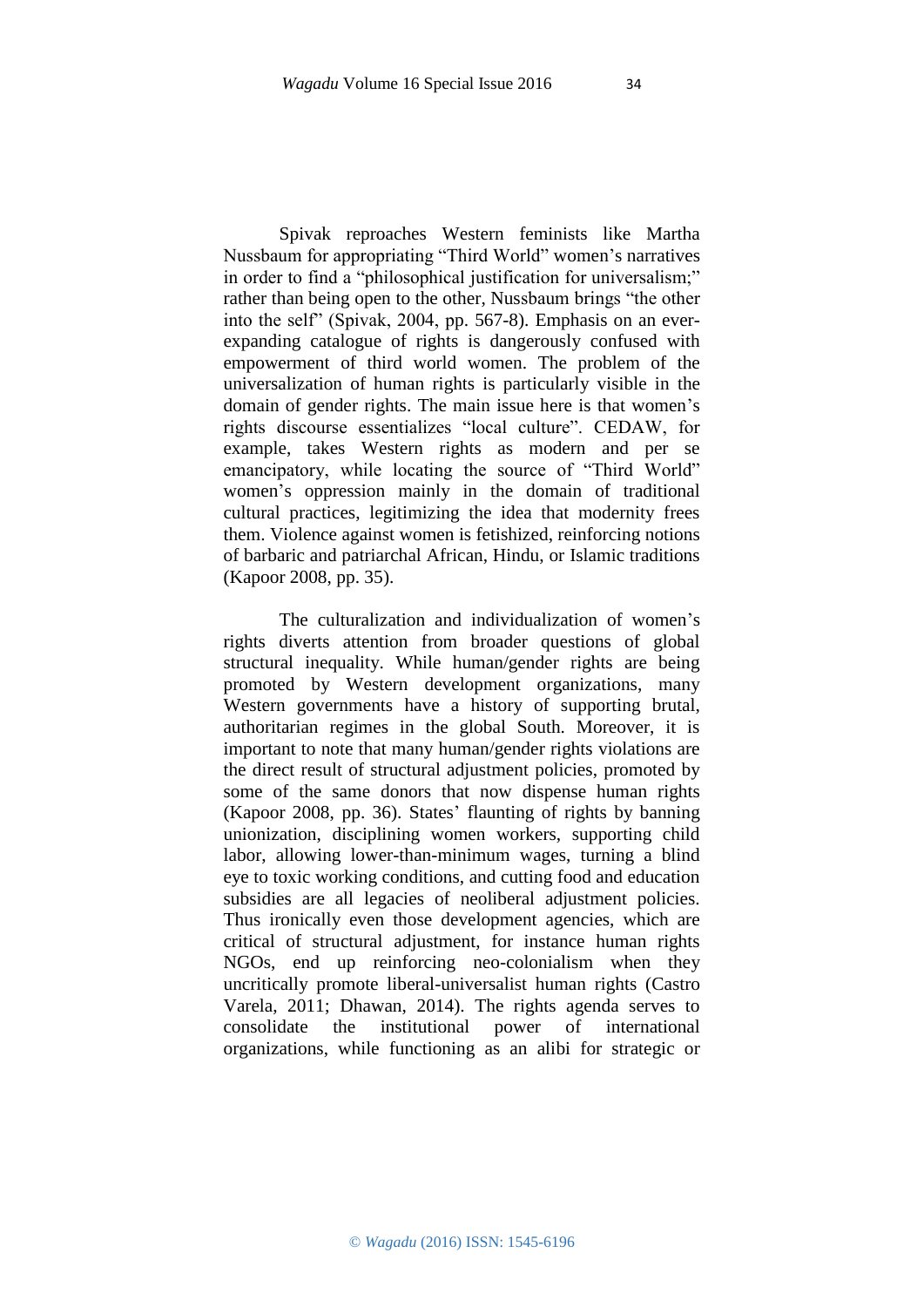Spivak reproaches Western feminists like Martha Nussbaum for appropriating "Third World" women's narratives in order to find a "philosophical justification for universalism;" rather than being open to the other, Nussbaum brings "the other into the self" (Spivak, 2004, pp. 567-8). Emphasis on an ever-expanding catalogue of rights is dangerously confused with empowerment of third world women. The problem of the universalization of human rights is particularly visible in the domain of gender rights. The main issue here is that women's rights discourse essentializes "local culture". CEDAW, for example, takes Western rights as modern and per se emancipatory, while locating the source of "Third World" women's oppression mainly in the domain of traditional cultural practices, legitimizing the idea that modernity frees them. Violence against women is fetishized, reinforcing notions of barbaric and patriarchal African, Hindu, or Islamic traditions (Kapoor 2008, pp. 35).

The culturalization and individualization of women's rights diverts attention from broader questions of global structural inequality. While human/gender rights are being promoted by Western development organizations, many Western governments have a history of supporting brutal, authoritarian regimes in the global South. Moreover, it is important to note that many human/gender rights violations are the direct result of structural adjustment policies, promoted by some of the same donors that now dispense human rights (Kapoor 2008, pp. 36). States' flaunting of rights by banning unionization, disciplining women workers, supporting child labor, allowing lower-than-minimum wages, turning a blind eye to toxic working conditions, and cutting food and education subsidies are all legacies of neoliberal adjustment policies. Thus ironically even those development agencies, which are critical of structural adjustment, for instance human rights NGOs, end up reinforcing neo-colonialism when they uncritically promote liberal-universalist human rights (Castro Varela, 2011; Dhawan, 2014). The rights agenda serves to consolidate the institutional power of international organizations, while functioning as an alibi for strategic or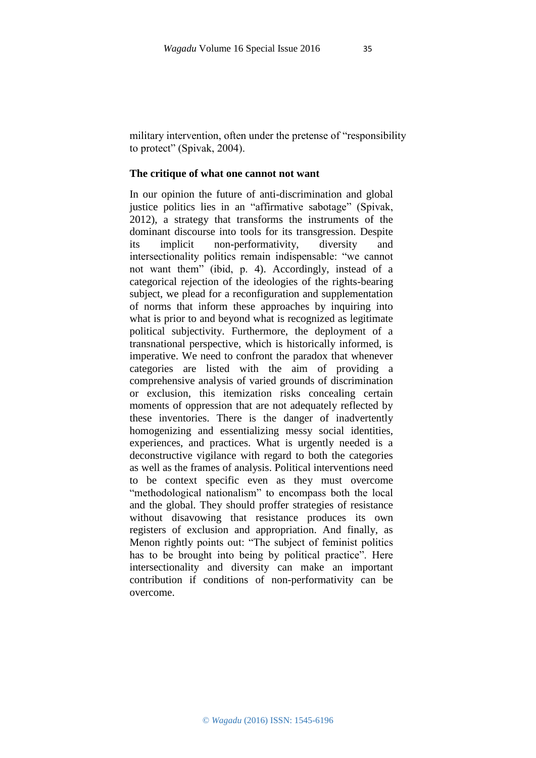military intervention, often under the pretense of "responsibility to protect" (Spivak, 2004).

### The critique of what one cannot not want

In our opinion the future of anti-discrimination and global justice politics lies in an "affirmative sabotage" (Spivak, 2012), a strategy that transforms the instruments of the dominant discourse into tools for its transgression. Despite its implicit non-performativity, diversity and intersectionality politics remain indispensable: "we cannot not want them" (ibid, p. 4). Accordingly, instead of a categorical rejection of the ideologies of the rights-bearing subject, we plead for a reconfiguration and supplementation of norms that inform these approaches by inquiring into what is prior to and beyond what is recognized as legitimate political subjectivity. Furthermore, the deployment of a transnational perspective, which is historically informed, is imperative. We need to confront the paradox that whenever categories are listed with the aim of providing a comprehensive analysis of varied grounds of discrimination or exclusion, this itemization risks concealing certain moments of oppression that are not adequately reflected by these inventories. There is the danger of inadvertently homogenizing and essentializing messy social identities, experiences, and practices. What is urgently needed is a deconstructive vigilance with regard to both the categories as well as the frames of analysis. Political interventions need to be context specific even as they must overcome "methodological nationalism" to encompass both the local and the global. They should proffer strategies of resistance without disavowing that resistance produces its own registers of exclusion and appropriation. And finally, as Menon rightly points out: "The subject of feminist politics has to be brought into being by political practice". Here intersectionality and diversity can make an important contribution if conditions of non-performativity can be overcome.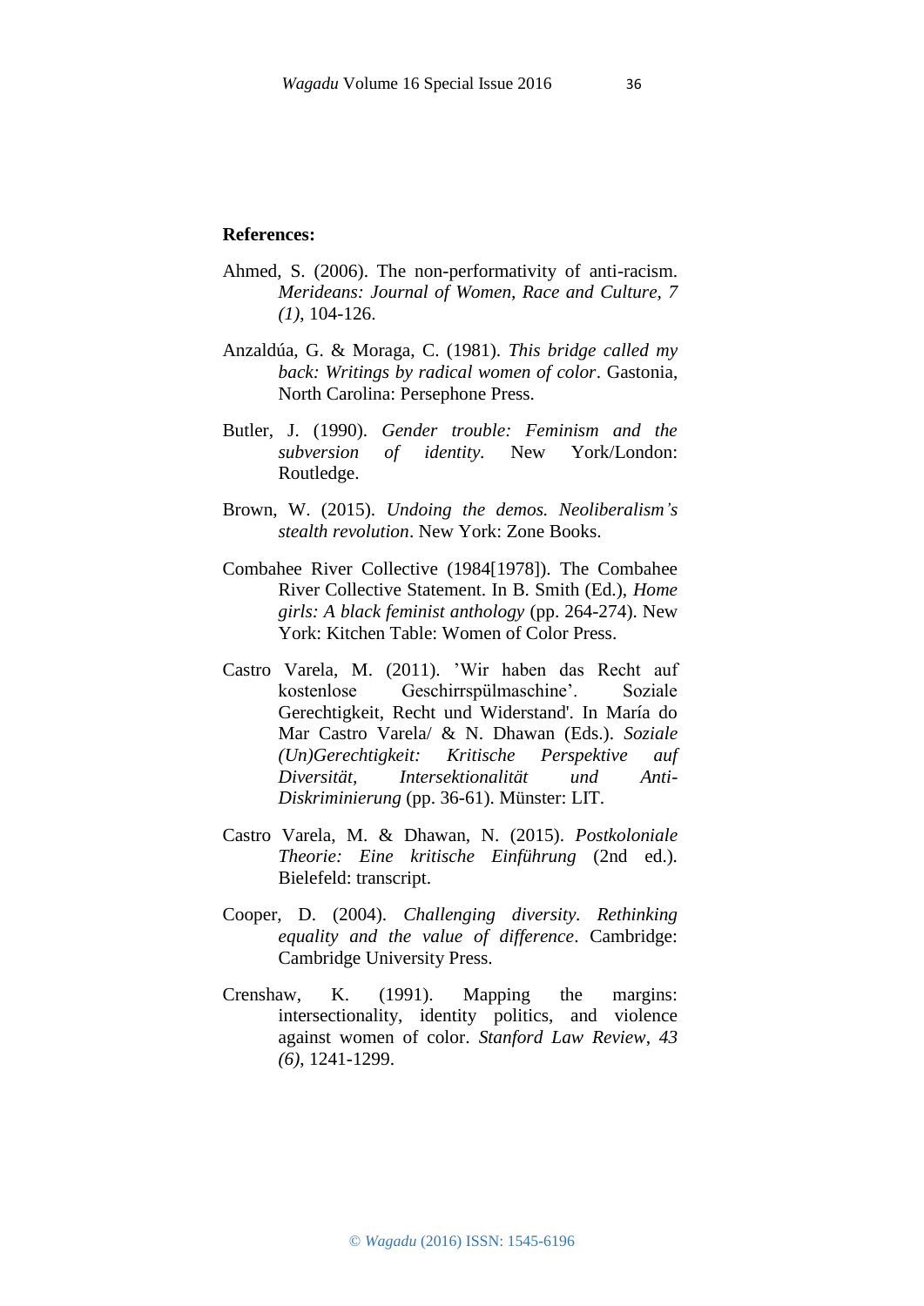**References:**

Ahmed, S. (2006). The non-performativity of anti-racism. *Merideans: Journal of Women, Race and Culture, 7 (1)*, 104-126.

Anzaldúa, G. & Moraga, C. (1981). *This bridge called my back: Writings by radical women of color*. Gastonia, North Carolina: Persephone Press.

Butler, J. (1990). *Gender trouble: Feminism and the subversion of identity*. New York/London: Routledge.

Brown, W. (2015). *Undoing the demos. Neoliberalism's stealth revolution*. New York: Zone Books.

Combahee River Collective (1984[1978]). The Combahee River Collective Statement. In B. Smith (Ed.), *Home girls: A black feminist anthology* (pp. 264-274). New York: Kitchen Table: Women of Color Press.

Castro Varela, M. (2011). 'Wir haben das Recht auf kostenlose Geschirrspülmaschine'. Soziale Gerechtigkeit, Recht und Widerstand'. In María do Mar Castro Varela/ & N. Dhawan (Eds.). *Soziale (Un)Gerechtigkeit: Kritische Perspektive auf Diversität, Intersektionalität und Anti-Diskriminierung* (pp. 36-61). Münster: LIT.

Castro Varela, M. & Dhawan, N. (2015). *Postkoloniale Theorie: Eine kritische Einführung* (2nd ed.). Bielefeld: transcript.

Cooper, D. (2004). *Challenging diversity. Rethinking equality and the value of difference*. Cambridge: Cambridge University Press.

Crenshaw, K. (1991). Mapping the margins: intersectionality, identity politics, and violence against women of color. *Stanford Law Review*, *43 (6)*, 1241-1299.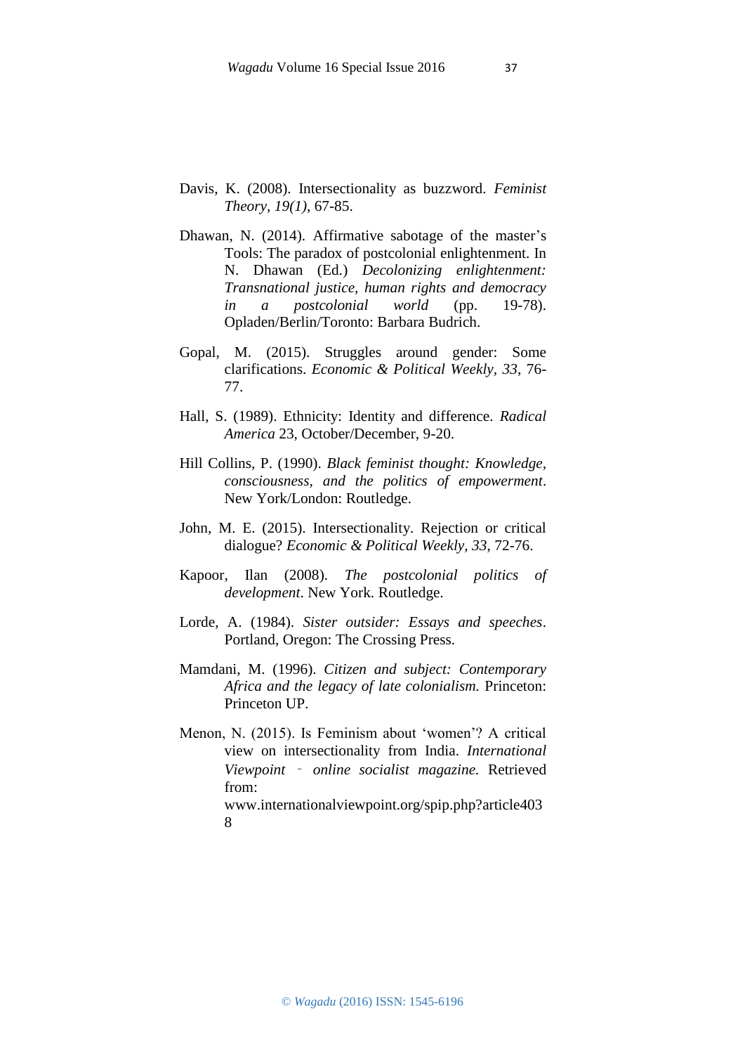Davis, K. (2008). Intersectionality as buzzword. *Feminist Theory, 19(1)*, 67-85.

Dhawan, N. (2014). Affirmative sabotage of the master's Tools: The paradox of postcolonial enlightenment. In N. Dhawan (Ed.) *Decolonizing enlightenment: Transnational justice, human rights and democracy in a postcolonial world* (pp. 19-78). Opladen/Berlin/Toronto: Barbara Budrich.

Gopal, M. (2015). Struggles around gender: Some clarifications. *Economic & Political Weekly, 33*, 76-77.

Hall, S. (1989). Ethnicity: Identity and difference. *Radical America* 23, October/December, 9-20.

Hill Collins, P. (1990). *Black feminist thought: Knowledge, consciousness, and the politics of empowerment*. New York/London: Routledge.

John, M. E. (2015). Intersectionality. Rejection or critical dialogue? *Economic & Political Weekly, 33*, 72-76.

Kapoor, Ilan (2008). *The postcolonial politics of development*. New York. Routledge.

Lorde, A. (1984). *Sister outsider: Essays and speeches*. Portland, Oregon: The Crossing Press.

Mamdani, M. (1996). *Citizen and subject: Contemporary Africa and the legacy of late colonialism.* Princeton: Princeton UP.

Menon, N. (2015). Is Feminism about 'women'? A critical view on intersectionality from India. *International Viewpoint – online socialist magazine.* Retrieved from: www.internationalviewpoint.org/spip.php?article4038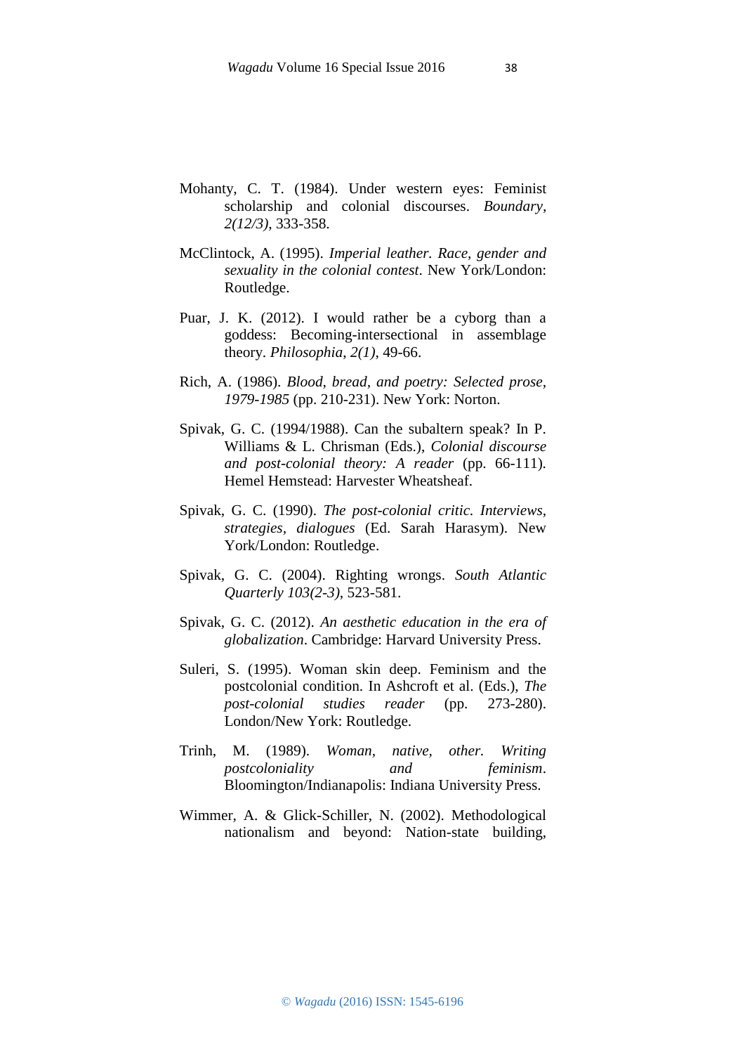Mohanty, C. T. (1984). Under western eyes: Feminist scholarship and colonial discourses. *Boundary, 2(12/3)*, 333-358.

McClintock, A. (1995). *Imperial leather. Race, gender and sexuality in the colonial contest*. New York/London: Routledge.

Puar, J. K. (2012). I would rather be a cyborg than a goddess: Becoming-intersectional in assemblage theory. *Philosophia, 2(1)*, 49-66.

Rich, A. (1986). *Blood, bread, and poetry: Selected prose, 1979-1985* (pp. 210-231). New York: Norton.

Spivak, G. C. (1994/1988). Can the subaltern speak? In P. Williams & L. Chrisman (Eds.), *Colonial discourse and post-colonial theory: A reader* (pp. 66-111). Hemel Hemstead: Harvester Wheatsheaf.

Spivak, G. C. (1990). *The post-colonial critic. Interviews, strategies, dialogues* (Ed. Sarah Harasym). New York/London: Routledge.

Spivak, G. C. (2004). Righting wrongs. *South Atlantic Quarterly 103(2-3)*, 523-581.

Spivak, G. C. (2012). *An aesthetic education in the era of globalization*. Cambridge: Harvard University Press.

Suleri, S. (1995). Woman skin deep. Feminism and the postcolonial condition. In Ashcroft et al. (Eds.), *The post-colonial studies reader* (pp. 273-280). London/New York: Routledge.

Trinh, M. (1989). *Woman, native, other. Writing postcoloniality and feminism*. Bloomington/Indianapolis: Indiana University Press.

Wimmer, A. & Glick-Schiller, N. (2002). Methodological nationalism and beyond: Nation-state building,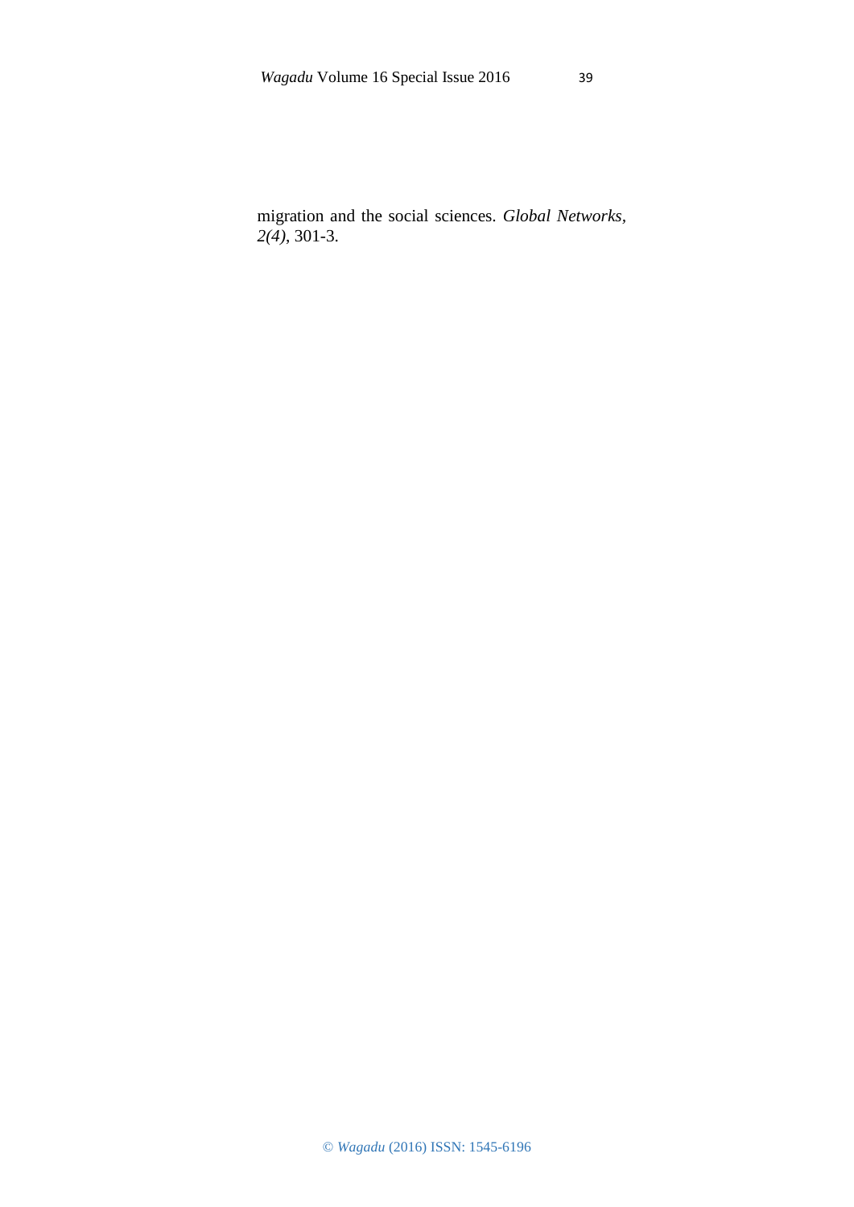migration and the social sciences. *Global Networks, 2(4)*, 301-3.